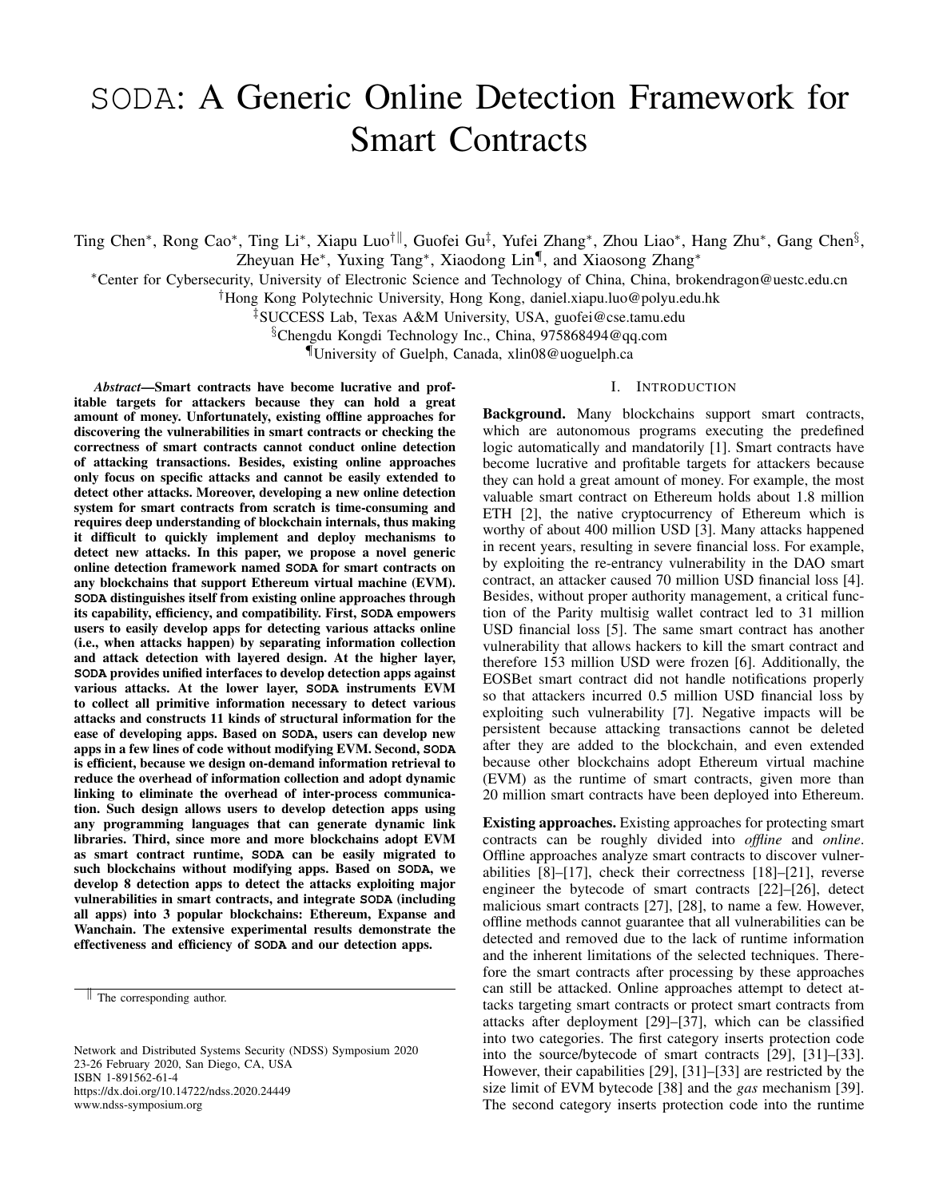# SODA: A Generic Online Detection Framework for Smart Contracts

Ting Chen[*], Rong Cao[*], Ting Li[*], Xiapu Luo[†‖], Guofei Gu[‡], Yufei Zhang[*], Zhou Liao[*], Hang Zhu[*], Gang Chen[§], Zheyuan He[*], Yuxing Tang[*], Xiaodong Lin[¶], and Xiaosong Zhang[*]

[*]Center for Cybersecurity, University of Electronic Science and Technology of China, China, brokendragon@uestc.edu.cn

[†]Hong Kong Polytechnic University, Hong Kong, daniel.xiapu.luo@polyu.edu.hk

[‡]SUCCESS Lab, Texas A&M University, USA, guofei@cse.tamu.edu

[§]Chengdu Kongdi Technology Inc., China, 975868494@qq.com

[¶]University of Guelph, Canada, xlin08@uoguelph.ca

***Abstract*—Smart contracts have become lucrative and profitable targets for attackers because they can hold a great amount of money. Unfortunately, existing offline approaches for discovering the vulnerabilities in smart contracts or checking the correctness of smart contracts cannot conduct online detection of attacking transactions. Besides, existing online approaches only focus on specific attacks and cannot be easily extended to detect other attacks. Moreover, developing a new online detection system for smart contracts from scratch is time-consuming and requires deep understanding of blockchain internals, thus making it difficult to quickly implement and deploy mechanisms to detect new attacks. In this paper, we propose a novel generic online detection framework named SODA for smart contracts on any blockchains that support Ethereum virtual machine (EVM). SODA distinguishes itself from existing online approaches through its capability, efficiency, and compatibility. First, SODA empowers users to easily develop apps for detecting various attacks online (i.e., when attacks happen) by separating information collection and attack detection with layered design. At the higher layer, SODA provides unified interfaces to develop detection apps against various attacks. At the lower layer, SODA instruments EVM to collect all primitive information necessary to detect various attacks and constructs 11 kinds of structural information for the ease of developing apps. Based on SODA, users can develop new apps in a few lines of code without modifying EVM. Second, SODA is efficient, because we design on-demand information retrieval to reduce the overhead of information collection and adopt dynamic linking to eliminate the overhead of inter-process communication. Such design allows users to develop detection apps using any programming languages that can generate dynamic link libraries. Third, since more and more blockchains adopt EVM as smart contract runtime, SODA can be easily migrated to such blockchains without modifying apps. Based on SODA, we develop 8 detection apps to detect the attacks exploiting major vulnerabilities in smart contracts, and integrate SODA (including all apps) into 3 popular blockchains: Ethereum, Expanse and Wanchain. The extensive experimental results demonstrate the effectiveness and efficiency of SODA and our detection apps.**

‖ The corresponding author.

Network and Distributed Systems Security (NDSS) Symposium 2020
23-26 February 2020, San Diego, CA, USA
ISBN 1-891562-61-4
https://dx.doi.org/10.14722/ndss.2020.24449
www.ndss-symposium.org

## I. Introduction

**Background.** Many blockchains support smart contracts, which are autonomous programs executing the predefined logic automatically and mandatorily [1]. Smart contracts have become lucrative and profitable targets for attackers because they can hold a great amount of money. For example, the most valuable smart contract on Ethereum holds about 1.8 million ETH [2], the native cryptocurrency of Ethereum which is worthy of about 400 million USD [3]. Many attacks happened in recent years, resulting in severe financial loss. For example, by exploiting the re-entrancy vulnerability in the DAO smart contract, an attacker caused 70 million USD financial loss [4]. Besides, without proper authority management, a critical function of the Parity multisig wallet contract led to 31 million USD financial loss [5]. The same smart contract has another vulnerability that allows hackers to kill the smart contract and therefore 153 million USD were frozen [6]. Additionally, the EOSBet smart contract did not handle notifications properly so that attackers incurred 0.5 million USD financial loss by exploiting such vulnerability [7]. Negative impacts will be persistent because attacking transactions cannot be deleted after they are added to the blockchain, and even extended because other blockchains adopt Ethereum virtual machine (EVM) as the runtime of smart contracts, given more than 20 million smart contracts have been deployed into Ethereum.

**Existing approaches.** Existing approaches for protecting smart contracts can be roughly divided into *offline* and *online*. Offline approaches analyze smart contracts to discover vulnerabilities [8]–[17], check their correctness [18]–[21], reverse engineer the bytecode of smart contracts [22]–[26], detect malicious smart contracts [27], [28], to name a few. However, offline methods cannot guarantee that all vulnerabilities can be detected and removed due to the lack of runtime information and the inherent limitations of the selected techniques. Therefore the smart contracts after processing by these approaches can still be attacked. Online approaches attempt to detect attacks targeting smart contracts or protect smart contracts from attacks after deployment [29]–[37], which can be classified into two categories. The first category inserts protection code into the source/bytecode of smart contracts [29], [31]–[33]. However, their capabilities [29], [31]–[33] are restricted by the size limit of EVM bytecode [38] and the *gas* mechanism [39]. The second category inserts protection code into the runtime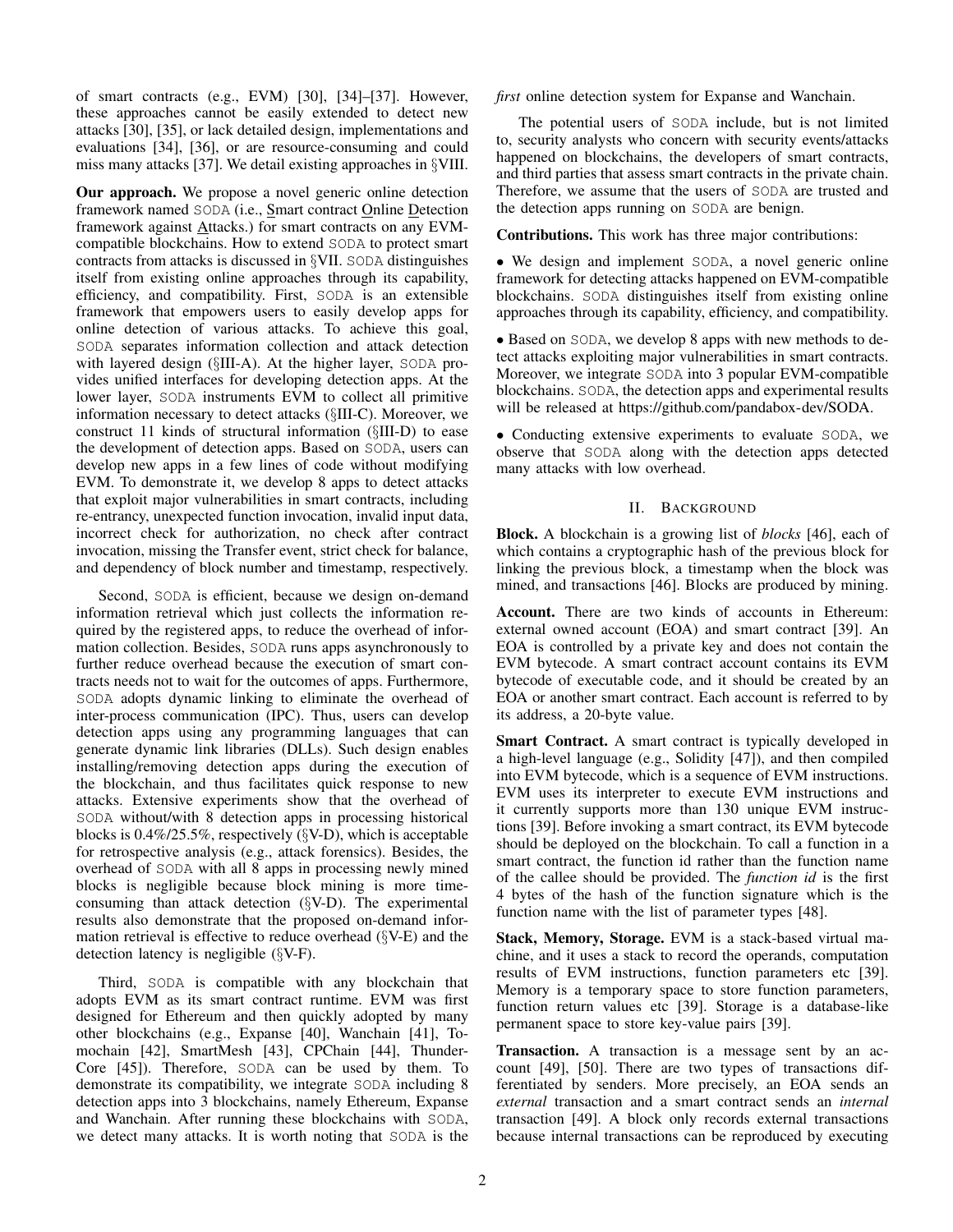of smart contracts (e.g., EVM) [30], [34]–[37]. However, these approaches cannot be easily extended to detect new attacks [30], [35], or lack detailed design, implementations and evaluations [34], [36], or are resource-consuming and could miss many attacks [37]. We detail existing approaches in §VIII.

**Our approach.** We propose a novel generic online detection framework named SODA (i.e., Smart contract Online Detection framework against Attacks.) for smart contracts on any EVM-compatible blockchains. How to extend SODA to protect smart contracts from attacks is discussed in §VII. SODA distinguishes itself from existing online approaches through its capability, efficiency, and compatibility. First, SODA is an extensible framework that empowers users to easily develop apps for online detection of various attacks. To achieve this goal, SODA separates information collection and attack detection with layered design (§III-A). At the higher layer, SODA provides unified interfaces for developing detection apps. At the lower layer, SODA instruments EVM to collect all primitive information necessary to detect attacks (§III-C). Moreover, we construct 11 kinds of structural information (§III-D) to ease the development of detection apps. Based on SODA, users can develop new apps in a few lines of code without modifying EVM. To demonstrate it, we develop 8 apps to detect attacks that exploit major vulnerabilities in smart contracts, including re-entrancy, unexpected function invocation, invalid input data, incorrect check for authorization, no check after contract invocation, missing the Transfer event, strict check for balance, and dependency of block number and timestamp, respectively.

Second, SODA is efficient, because we design on-demand information retrieval which just collects the information required by the registered apps, to reduce the overhead of information collection. Besides, SODA runs apps asynchronously to further reduce overhead because the execution of smart contracts needs not to wait for the outcomes of apps. Furthermore, SODA adopts dynamic linking to eliminate the overhead of inter-process communication (IPC). Thus, users can develop detection apps using any programming languages that can generate dynamic link libraries (DLLs). Such design enables installing/removing detection apps during the execution of the blockchain, and thus facilitates quick response to new attacks. Extensive experiments show that the overhead of SODA without/with 8 detection apps in processing historical blocks is 0.4%/25.5%, respectively (§V-D), which is acceptable for retrospective analysis (e.g., attack forensics). Besides, the overhead of SODA with all 8 apps in processing newly mined blocks is negligible because block mining is more time-consuming than attack detection (§V-D). The experimental results also demonstrate that the proposed on-demand information retrieval is effective to reduce overhead (§V-E) and the detection latency is negligible (§V-F).

Third, SODA is compatible with any blockchain that adopts EVM as its smart contract runtime. EVM was first designed for Ethereum and then quickly adopted by many other blockchains (e.g., Expanse [40], Wanchain [41], Tomochain [42], SmartMesh [43], CPChain [44], ThunderCore [45]). Therefore, SODA can be used by them. To demonstrate its compatibility, we integrate SODA including 8 detection apps into 3 blockchains, namely Ethereum, Expanse and Wanchain. After running these blockchains with SODA, we detect many attacks. It is worth noting that SODA is the *first* online detection system for Expanse and Wanchain.

The potential users of SODA include, but is not limited to, security analysts who concern with security events/attacks happened on blockchains, the developers of smart contracts, and third parties that assess smart contracts in the private chain. Therefore, we assume that the users of SODA are trusted and the detection apps running on SODA are benign.

**Contributions.** This work has three major contributions:

- We design and implement SODA, a novel generic online framework for detecting attacks happened on EVM-compatible blockchains. SODA distinguishes itself from existing online approaches through its capability, efficiency, and compatibility.
- Based on SODA, we develop 8 apps with new methods to detect attacks exploiting major vulnerabilities in smart contracts. Moreover, we integrate SODA into 3 popular EVM-compatible blockchains. SODA, the detection apps and experimental results will be released at https://github.com/pandabox-dev/SODA.
- Conducting extensive experiments to evaluate SODA, we observe that SODA along with the detection apps detected many attacks with low overhead.

## II. Background

**Block.** A blockchain is a growing list of *blocks* [46], each of which contains a cryptographic hash of the previous block for linking the previous block, a timestamp when the block was mined, and transactions [46]. Blocks are produced by mining.

**Account.** There are two kinds of accounts in Ethereum: external owned account (EOA) and smart contract [39]. An EOA is controlled by a private key and does not contain the EVM bytecode. A smart contract account contains its EVM bytecode of executable code, and it should be created by an EOA or another smart contract. Each account is referred to by its address, a 20-byte value.

**Smart Contract.** A smart contract is typically developed in a high-level language (e.g., Solidity [47]), and then compiled into EVM bytecode, which is a sequence of EVM instructions. EVM uses its interpreter to execute EVM instructions and it currently supports more than 130 unique EVM instructions [39]. Before invoking a smart contract, its EVM bytecode should be deployed on the blockchain. To call a function in a smart contract, the function id rather than the function name of the callee should be provided. The *function id* is the first 4 bytes of the hash of the function signature which is the function name with the list of parameter types [48].

**Stack, Memory, Storage.** EVM is a stack-based virtual machine, and it uses a stack to record the operands, computation results of EVM instructions, function parameters etc [39]. Memory is a temporary space to store function parameters, function return values etc [39]. Storage is a database-like permanent space to store key-value pairs [39].

**Transaction.** A transaction is a message sent by an account [49], [50]. There are two types of transactions differentiated by senders. More precisely, an EOA sends an *external* transaction and a smart contract sends an *internal* transaction [49]. A block only records external transactions because internal transactions can be reproduced by executing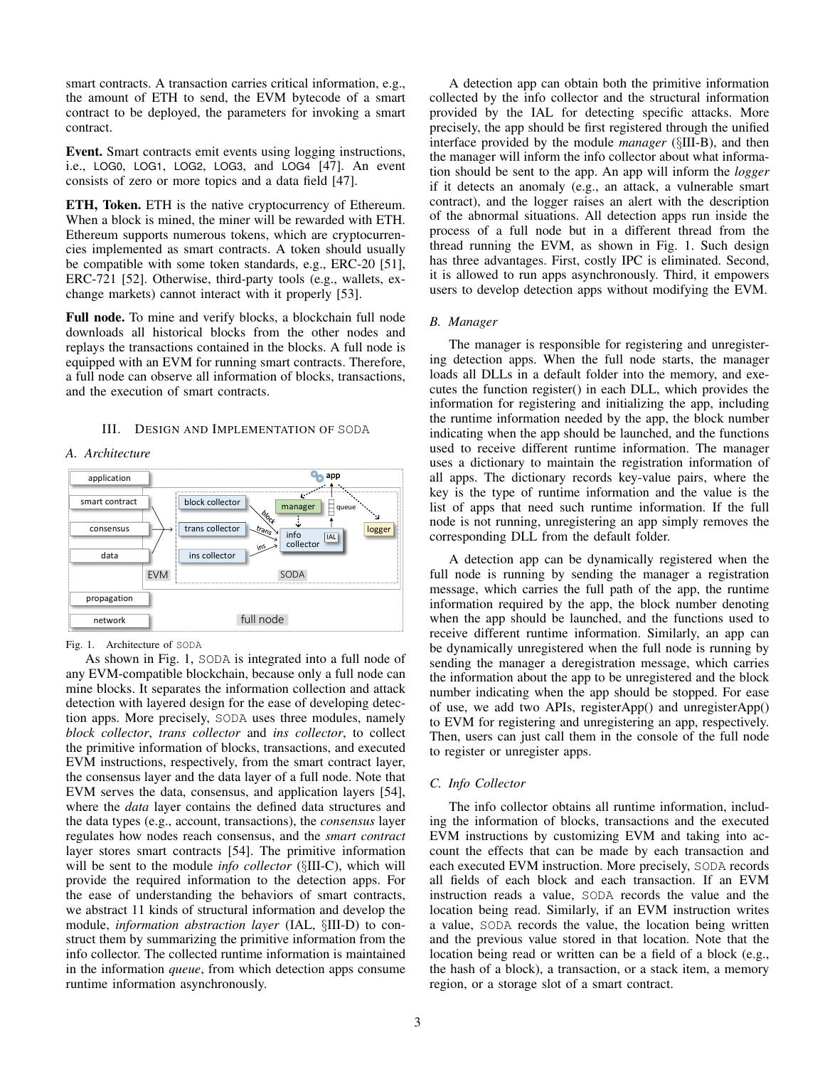smart contracts. A transaction carries critical information, e.g., the amount of ETH to send, the EVM bytecode of a smart contract to be deployed, the parameters for invoking a smart contract.

**Event.** Smart contracts emit events using logging instructions, i.e., LOG0, LOG1, LOG2, LOG3, and LOG4 [47]. An event consists of zero or more topics and a data field [47].

**ETH, Token.** ETH is the native cryptocurrency of Ethereum. When a block is mined, the miner will be rewarded with ETH. Ethereum supports numerous tokens, which are cryptocurrencies implemented as smart contracts. A token should usually be compatible with some token standards, e.g., ERC-20 [51], ERC-721 [52]. Otherwise, third-party tools (e.g., wallets, exchange markets) cannot interact with it properly [53].

**Full node.** To mine and verify blocks, a blockchain full node downloads all historical blocks from the other nodes and replays the transactions contained in the blocks. A full node is equipped with an EVM for running smart contracts. Therefore, a full node can observe all information of blocks, transactions, and the execution of smart contracts.

## III. Design and Implementation of SODA

### A. Architecture

Fig. 1. Architecture of SODA

As shown in Fig. 1, SODA is integrated into a full node of any EVM-compatible blockchain, because only a full node can mine blocks. It separates the information collection and attack detection with layered design for the ease of developing detection apps. More precisely, SODA uses three modules, namely *block collector*, *trans collector* and *ins collector*, to collect the primitive information of blocks, transactions, and executed EVM instructions, respectively, from the smart contract layer, the consensus layer and the data layer of a full node. Note that EVM serves the data, consensus, and application layers [54], where the *data* layer contains the defined data structures and the data types (e.g., account, transactions), the *consensus* layer regulates how nodes reach consensus, and the *smart contract* layer stores smart contracts [54]. The primitive information will be sent to the module *info collector* (§III-C), which will provide the required information to the detection apps. For the ease of understanding the behaviors of smart contracts, we abstract 11 kinds of structural information and develop the module, *information abstraction layer* (IAL, §III-D) to construct them by summarizing the primitive information from the info collector. The collected runtime information is maintained in the information *queue*, from which detection apps consume runtime information asynchronously.

A detection app can obtain both the primitive information collected by the info collector and the structural information provided by the IAL for detecting specific attacks. More precisely, the app should be first registered through the unified interface provided by the module *manager* (§III-B), and then the manager will inform the info collector about what information should be sent to the app. An app will inform the *logger* if it detects an anomaly (e.g., an attack, a vulnerable smart contract), and the logger raises an alert with the description of the abnormal situations. All detection apps run inside the process of a full node but in a different thread from the thread running the EVM, as shown in Fig. 1. Such design has three advantages. First, costly IPC is eliminated. Second, it is allowed to run apps asynchronously. Third, it empowers users to develop detection apps without modifying the EVM.

### B. Manager

The manager is responsible for registering and unregistering detection apps. When the full node starts, the manager loads all DLLs in a default folder into the memory, and executes the function register() in each DLL, which provides the information for registering and initializing the app, including the runtime information needed by the app, the block number indicating when the app should be launched, and the functions used to receive different runtime information. The manager uses a dictionary to maintain the registration information of all apps. The dictionary records key-value pairs, where the key is the type of runtime information and the value is the list of apps that need such runtime information. If the full node is not running, unregistering an app simply removes the corresponding DLL from the default folder.

A detection app can be dynamically registered when the full node is running by sending the manager a registration message, which carries the full path of the app, the runtime information required by the app, the block number denoting when the app should be launched, and the functions used to receive different runtime information. Similarly, an app can be dynamically unregistered when the full node is running by sending the manager a deregistration message, which carries the information about the app to be unregistered and the block number indicating when the app should be stopped. For ease of use, we add two APIs, registerApp() and unregisterApp() to EVM for registering and unregistering an app, respectively. Then, users can just call them in the console of the full node to register or unregister apps.

### C. Info Collector

The info collector obtains all runtime information, including the information of blocks, transactions and the executed EVM instructions by customizing EVM and taking into account the effects that can be made by each transaction and each executed EVM instruction. More precisely, SODA records all fields of each block and each transaction. If an EVM instruction reads a value, SODA records the value and the location being read. Similarly, if an EVM instruction writes a value, SODA records the value, the location being written and the previous value stored in that location. Note that the location being read or written can be a field of a block (e.g., the hash of a block), a transaction, or a stack item, a memory region, or a storage slot of a smart contract.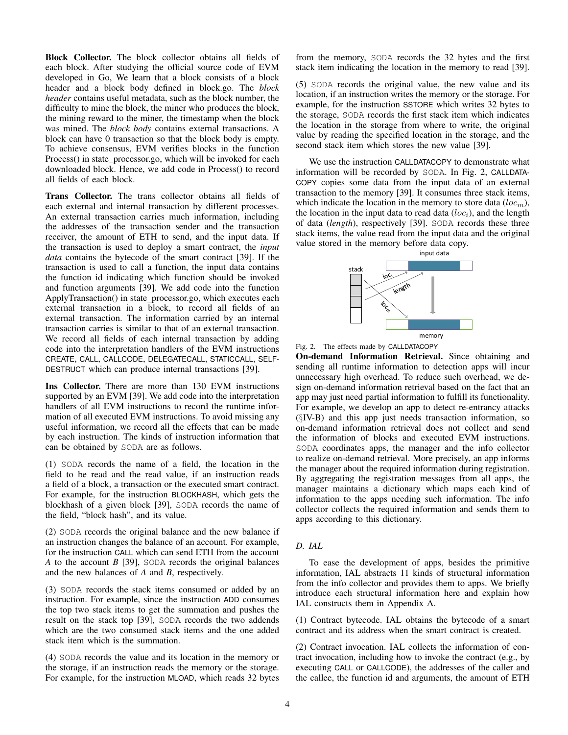**Block Collector.** The block collector obtains all fields of each block. After studying the official source code of EVM developed in Go, We learn that a block consists of a block header and a block body defined in block.go. The *block header* contains useful metadata, such as the block number, the difficulty to mine the block, the miner who produces the block, the mining reward to the miner, the timestamp when the block was mined. The *block body* contains external transactions. A block can have 0 transaction so that the block body is empty. To achieve consensus, EVM verifies blocks in the function Process() in state_processor.go, which will be invoked for each downloaded block. Hence, we add code in Process() to record all fields of each block.

**Trans Collector.** The trans collector obtains all fields of each external and internal transaction by different processes. An external transaction carries much information, including the addresses of the transaction sender and the transaction receiver, the amount of ETH to send, and the input data. If the transaction is used to deploy a smart contract, the *input data* contains the bytecode of the smart contract [39]. If the transaction is used to call a function, the input data contains the function id indicating which function should be invoked and function arguments [39]. We add code into the function ApplyTransaction() in state_processor.go, which executes each external transaction in a block, to record all fields of an external transaction. The information carried by an internal transaction carries is similar to that of an external transaction. We record all fields of each internal transaction by adding code into the interpretation handlers of the EVM instructions CREATE, CALL, CALLCODE, DELEGATECALL, STATICCALL, SELF-DESTRUCT which can produce internal transactions [39].

**Ins Collector.** There are more than 130 EVM instructions supported by an EVM [39]. We add code into the interpretation handlers of all EVM instructions to record the runtime information of all executed EVM instructions. To avoid missing any useful information, we record all the effects that can be made by each instruction. The kinds of instruction information that can be obtained by SODA are as follows.

(1) SODA records the name of a field, the location in the field to be read and the read value, if an instruction reads a field of a block, a transaction or the executed smart contract. For example, for the instruction BLOCKHASH, which gets the blockhash of a given block [39], SODA records the name of the field, "block hash", and its value.

(2) SODA records the original balance and the new balance if an instruction changes the balance of an account. For example, for the instruction CALL which can send ETH from the account *A* to the account *B* [39], SODA records the original balances and the new balances of *A* and *B*, respectively.

(3) SODA records the stack items consumed or added by an instruction. For example, since the instruction ADD consumes the top two stack items to get the summation and pushes the result on the stack top [39], SODA records the two addends which are the two consumed stack items and the one added stack item which is the summation.

(4) SODA records the value and its location in the memory or the storage, if an instruction reads the memory or the storage. For example, for the instruction MLOAD, which reads 32 bytes from the memory, SODA records the 32 bytes and the first stack item indicating the location in the memory to read [39].

(5) SODA records the original value, the new value and its location, if an instruction writes the memory or the storage. For example, for the instruction SSTORE which writes 32 bytes to the storage, SODA records the first stack item which indicates the location in the storage from where to write, the original value by reading the specified location in the storage, and the second stack item which stores the new value [39].

We use the instruction CALLDATACOPY to demonstrate what information will be recorded by SODA. In Fig. 2, CALLDATA-COPY copies some data from the input data of an external transaction to the memory [39]. It consumes three stack items, which indicate the location in the memory to store data ($loc_m$), the location in the input data to read data ($loc_i$), and the length of data (*length*), respectively [39]. SODA records these three stack items, the value read from the input data and the original value stored in the memory before data copy.

Fig. 2. The effects made by CALLDATACOPY

**On-demand Information Retrieval.** Since obtaining and sending all runtime information to detection apps will incur unnecessary high overhead. To reduce such overhead, we design on-demand information retrieval based on the fact that an app may just need partial information to fulfill its functionality. For example, we develop an app to detect re-entrancy attacks (§IV-B) and this app just needs transaction information, so on-demand information retrieval does not collect and send the information of blocks and executed EVM instructions. SODA coordinates apps, the manager and the info collector to realize on-demand retrieval. More precisely, an app informs the manager about the required information during registration. By aggregating the registration messages from all apps, the manager maintains a dictionary which maps each kind of information to the apps needing such information. The info collector collects the required information and sends them to apps according to this dictionary.

### D. IAL

To ease the development of apps, besides the primitive information, IAL abstracts 11 kinds of structural information from the info collector and provides them to apps. We briefly introduce each structural information here and explain how IAL constructs them in Appendix A.

(1) Contract bytecode. IAL obtains the bytecode of a smart contract and its address when the smart contract is created.

(2) Contract invocation. IAL collects the information of contract invocation, including how to invoke the contract (e.g., by executing CALL or CALLCODE), the addresses of the caller and the callee, the function id and arguments, the amount of ETH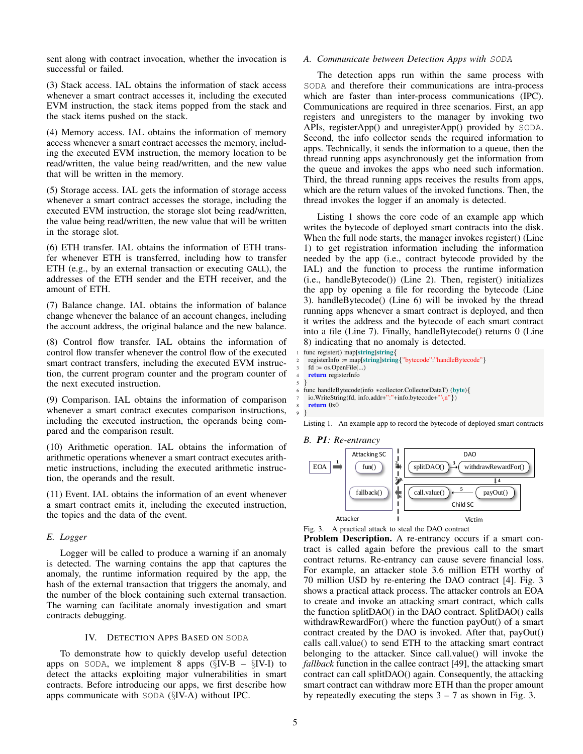sent along with contract invocation, whether the invocation is successful or failed.

(3) Stack access. IAL obtains the information of stack access whenever a smart contract accesses it, including the executed EVM instruction, the stack items popped from the stack and the stack items pushed on the stack.

(4) Memory access. IAL obtains the information of memory access whenever a smart contract accesses the memory, including the executed EVM instruction, the memory location to be read/written, the value being read/written, and the new value that will be written in the memory.

(5) Storage access. IAL gets the information of storage access whenever a smart contract accesses the storage, including the executed EVM instruction, the storage slot being read/written, the value being read/written, the new value that will be written in the storage slot.

(6) ETH transfer. IAL obtains the information of ETH transfer whenever ETH is transferred, including how to transfer ETH (e.g., by an external transaction or executing CALL), the addresses of the ETH sender and the ETH receiver, and the amount of ETH.

(7) Balance change. IAL obtains the information of balance change whenever the balance of an account changes, including the account address, the original balance and the new balance.

(8) Control flow transfer. IAL obtains the information of control flow transfer whenever the control flow of the executed smart contract transfers, including the executed EVM instruction, the current program counter and the program counter of the next executed instruction.

(9) Comparison. IAL obtains the information of comparison whenever a smart contract executes comparison instructions, including the executed instruction, the operands being compared and the comparison result.

(10) Arithmetic operation. IAL obtains the information of arithmetic operations whenever a smart contract executes arithmetic instructions, including the executed arithmetic instruction, the operands and the result.

(11) Event. IAL obtains the information of an event whenever a smart contract emits it, including the executed instruction, the topics and the data of the event.

### *E. Logger*

Logger will be called to produce a warning if an anomaly is detected. The warning contains the app that captures the anomaly, the runtime information required by the app, the hash of the external transaction that triggers the anomaly, and the number of the block containing such external transaction. The warning can facilitate anomaly investigation and smart contracts debugging.

## IV. Detection Apps Based on SODA

To demonstrate how to quickly develop useful detection apps on SODA, we implement 8 apps (§IV-B – §IV-I) to detect the attacks exploiting major vulnerabilities in smart contracts. Before introducing our apps, we first describe how apps communicate with SODA (§IV-A) without IPC.

### *A. Communicate between Detection Apps with SODA*

The detection apps run within the same process with SODA and therefore their communications are intra-process which are faster than inter-process communications (IPC). Communications are required in three scenarios. First, an app registers and unregisters to the manager by invoking two APIs, registerApp() and unregisterApp() provided by SODA. Second, the info collector sends the required information to apps. Technically, it sends the information to a queue, then the thread running apps asynchronously get the information from the queue and invokes the apps who need such information. Third, the thread running apps receives the results from apps, which are the return values of the invoked functions. Then, the thread invokes the logger if an anomaly is detected.

Listing 1 shows the core code of an example app which writes the bytecode of deployed smart contracts into the disk. When the full node starts, the manager invokes register() (Line 1) to get registration information including the information needed by the app (i.e., contract bytecode provided by the IAL) and the function to process the runtime information (i.e., handleBytecode()) (Line 2). Then, register() initializes the app by opening a file for recording the bytecode (Line 3). handleBytecode() (Line 6) will be invoked by the thread running apps whenever a smart contract is deployed, and then it writes the address and the bytecode of each smart contract into a file (Line 7). Finally, handleBytecode() returns 0 (Line 8) indicating that no anomaly is detected.

```
1 func register() map[string]string{
2   registerInfo := map[string]string{"bytecode":"handleBytecode"}
3   fd := os.OpenFile(...)
4   return registerInfo
5 }
6 func handleBytecode(info *collector.CollectorDataT) (byte){
7   io.WriteString(fd, info.addr+":"+info.bytecode+"\n"})
8   return 0x0
9 }
```

Listing 1. An example app to record the bytecode of deployed smart contracts

### *B. P1: Re-entrancy*

Fig. 3. A practical attack to steal the DAO contract

**Problem Description.** A re-entrancy occurs if a smart contract is called again before the previous call to the smart contract returns. Re-entrancy can cause severe financial loss. For example, an attacker stole 3.6 million ETH worthy of 70 million USD by re-entering the DAO contract [4]. Fig. 3 shows a practical attack process. The attacker controls an EOA to create and invoke an attacking smart contract, which calls the function splitDAO() in the DAO contract. SplitDAO() calls withdrawRewardFor() where the function payOut() of a smart contract created by the DAO is invoked. After that, payOut() calls call.value() to send ETH to the attacking smart contract belonging to the attacker. Since call.value() will invoke the *fallback* function in the callee contract [49], the attacking smart contract can call splitDAO() again. Consequently, the attacking smart contract can withdraw more ETH than the proper amount by repeatedly executing the steps 3 – 7 as shown in Fig. 3.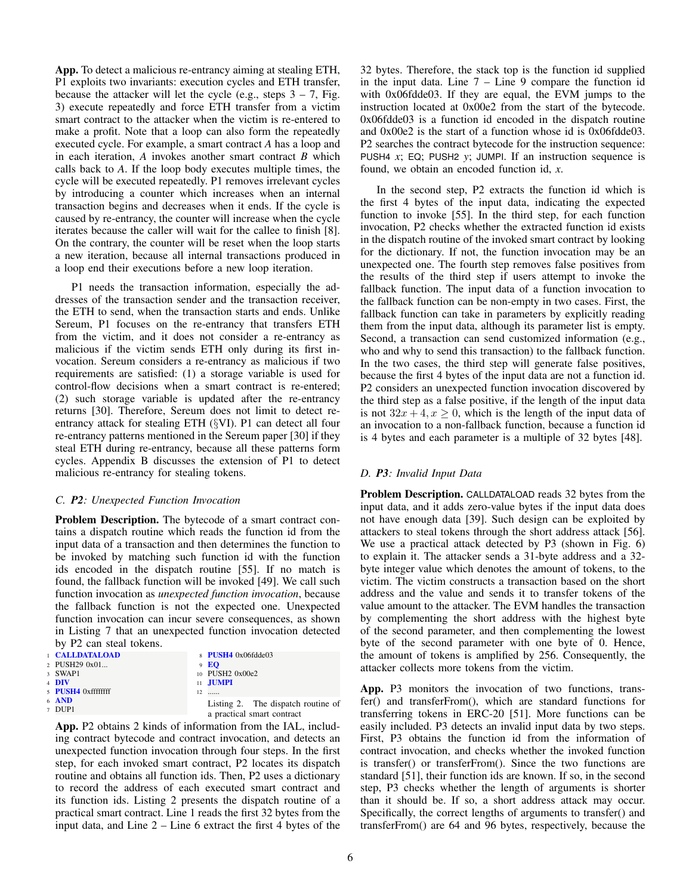**App.** To detect a malicious re-entrancy aiming at stealing ETH, P1 exploits two invariants: execution cycles and ETH transfer, because the attacker will let the cycle (e.g., steps 3 – 7, Fig. 3) execute repeatedly and force ETH transfer from a victim smart contract to the attacker when the victim is re-entered to make a profit. Note that a loop can also form the repeatedly executed cycle. For example, a smart contract *A* has a loop and in each iteration, *A* invokes another smart contract *B* which calls back to *A*. If the loop body executes multiple times, the cycle will be executed repeatedly. P1 removes irrelevant cycles by introducing a counter which increases when an internal transaction begins and decreases when it ends. If the cycle is caused by re-entrancy, the counter will increase when the cycle iterates because the caller will wait for the callee to finish [8]. On the contrary, the counter will be reset when the loop starts a new iteration, because all internal transactions produced in a loop end their executions before a new loop iteration.

P1 needs the transaction information, especially the addresses of the transaction sender and the transaction receiver, the ETH to send, when the transaction starts and ends. Unlike Sereum, P1 focuses on the re-entrancy that transfers ETH from the victim, and it does not consider a re-entrancy as malicious if the victim sends ETH only during its first invocation. Sereum considers a re-entrancy as malicious if two requirements are satisfied: (1) a storage variable is used for control-flow decisions when a smart contract is re-entered; (2) such storage variable is updated after the re-entrancy returns [30]. Therefore, Sereum does not limit to detect re-entrancy attack for stealing ETH (§VI). P1 can detect all four re-entrancy patterns mentioned in the Sereum paper [30] if they steal ETH during re-entrancy, because all these patterns form cycles. Appendix B discusses the extension of P1 to detect malicious re-entrancy for stealing tokens.

### C. *P2*: Unexpected Function Invocation

**Problem Description.** The bytecode of a smart contract contains a dispatch routine which reads the function id from the input data of a transaction and then determines the function to be invoked by matching such function id with the function ids encoded in the dispatch routine [55]. If no match is found, the fallback function will be invoked [49]. We call such function invocation as *unexpected function invocation*, because the fallback function is not the expected one. Unexpected function invocation can incur severe consequences, as shown in Listing 7 that an unexpected function invocation detected by P2 can steal tokens.

```
1  CALLDATALOAD
2  PUSH29 0x01...
3  SWAP1
4  DIV
5  PUSH4 0xffffffff
6  AND
7  DUP1
8  PUSH4 0x06fdde03
9  EQ
10 PUSH2 0x00e2
11 JUMPI
12 ......
```

Listing 2. The dispatch routine of a practical smart contract

**App.** P2 obtains 2 kinds of information from the IAL, including contract bytecode and contract invocation, and detects an unexpected function invocation through four steps. In the first step, for each invoked smart contract, P2 locates its dispatch routine and obtains all function ids. Then, P2 uses a dictionary to record the address of each executed smart contract and its function ids. Listing 2 presents the dispatch routine of a practical smart contract. Line 1 reads the first 32 bytes from the input data, and Line 2 – Line 6 extract the first 4 bytes of the 32 bytes. Therefore, the stack top is the function id supplied in the input data. Line 7 – Line 9 compare the function id with 0x06fdde03. If they are equal, the EVM jumps to the instruction located at 0x00e2 from the start of the bytecode. 0x06fdde03 is a function id encoded in the dispatch routine and 0x00e2 is the start of a function whose id is 0x06fdde03. P2 searches the contract bytecode for the instruction sequence: PUSH4 $x$; EQ; PUSH2 $y$; JUMPI. If an instruction sequence is found, we obtain an encoded function id, $x$.

In the second step, P2 extracts the function id which is the first 4 bytes of the input data, indicating the expected function to invoke [55]. In the third step, for each function invocation, P2 checks whether the extracted function id exists in the dispatch routine of the invoked smart contract by looking for the dictionary. If not, the function invocation may be an unexpected one. The fourth step removes false positives from the results of the third step if users attempt to invoke the fallback function. The input data of a function invocation to the fallback function can be non-empty in two cases. First, the fallback function can take in parameters by explicitly reading them from the input data, although its parameter list is empty. Second, a transaction can send customized information (e.g., who and why to send this transaction) to the fallback function. In the two cases, the third step will generate false positives, because the first 4 bytes of the input data are not a function id. P2 considers an unexpected function invocation discovered by the third step as a false positive, if the length of the input data is not $32x + 4, x \geq 0$, which is the length of the input data of an invocation to a non-fallback function, because a function id is 4 bytes and each parameter is a multiple of 32 bytes [48].

### D. *P3*: Invalid Input Data

**Problem Description.** CALLDATALOAD reads 32 bytes from the input data, and it adds zero-value bytes if the input data does not have enough data [39]. Such design can be exploited by attackers to steal tokens through the short address attack [56]. We use a practical attack detected by P3 (shown in Fig. 6) to explain it. The attacker sends a 31-byte address and a 32-byte integer value which denotes the amount of tokens, to the victim. The victim constructs a transaction based on the short address and the value and sends it to transfer tokens of the value amount to the attacker. The EVM handles the transaction by complementing the short address with the highest byte of the second parameter, and then complementing the lowest byte of the second parameter with one byte of 0. Hence, the amount of tokens is amplified by 256. Consequently, the attacker collects more tokens from the victim.

**App.** P3 monitors the invocation of two functions, transfer() and transferFrom(), which are standard functions for transferring tokens in ERC-20 [51]. More functions can be easily included. P3 detects an invalid input data by two steps. First, P3 obtains the function id from the information of contract invocation, and checks whether the invoked function is transfer() or transferFrom(). Since the two functions are standard [51], their function ids are known. If so, in the second step, P3 checks whether the length of arguments is shorter than it should be. If so, a short address attack may occur. Specifically, the correct lengths of arguments to transfer() and transferFrom() are 64 and 96 bytes, respectively, because the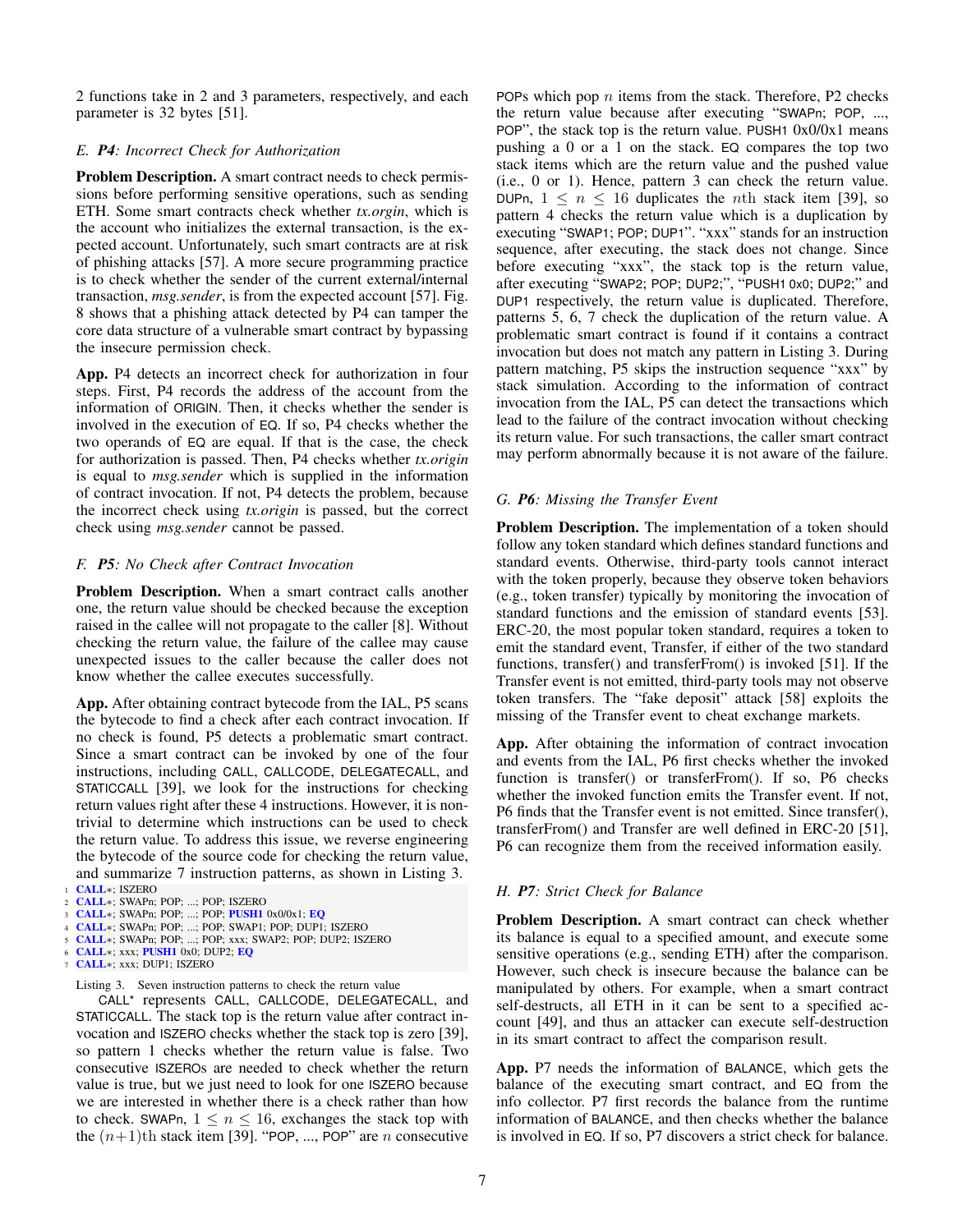2 functions take in 2 and 3 parameters, respectively, and each parameter is 32 bytes [51].

### E. *P4*: Incorrect Check for Authorization

**Problem Description.** A smart contract needs to check permissions before performing sensitive operations, such as sending ETH. Some smart contracts check whether the sender of *tx.orgin*, which is the account who initializes the external transaction, is the expected account. Unfortunately, such smart contracts are at risk of phishing attacks [57]. A more secure programming practice is to check whether the sender of the current external/internal transaction, *msg.sender*, is from the expected account [57]. Fig. 8 shows that a phishing attack detected by P4 can tamper the core data structure of a vulnerable smart contract by bypassing the insecure permission check.

**App.** P4 detects an incorrect check for authorization in four steps. First, P4 records the address of the account from the information of ORIGIN. Then, it checks whether the sender is involved in the execution of EQ. If so, P4 checks whether the two operands of EQ are equal. If that is the case, the check for authorization is passed. Then, P4 checks whether *tx.origin* is equal to *msg.sender* which is supplied in the information of contract invocation. If not, P4 detects the problem, because the incorrect check using *tx.origin* is passed, but the correct check using *msg.sender* cannot be passed.

### F. *P5*: No Check after Contract Invocation

**Problem Description.** When a smart contract calls another one, the return value should be checked because the exception raised in the callee will not propagate to the caller [8]. Without checking the return value, the failure of the callee may cause unexpected issues to the caller because the caller does not know whether the callee executes successfully.

**App.** After obtaining contract bytecode from the IAL, P5 scans the bytecode to find a check after each contract invocation. If no check is found, P5 detects a problematic smart contract. Since a smart contract can be invoked by one of the four instructions, including CALL, CALLCODE, DELEGATECALL, and STATICCALL [39], we look for the instructions for checking return values right after these 4 instructions. However, it is non-trivial to determine which instructions can be used to check the return value. To address this issue, we reverse engineering the bytecode of the source code for checking the return value, and summarize 7 instruction patterns, as shown in Listing 3.

```
1 CALL*; ISZERO
2 CALL*; SWAPn; POP; ...; POP; ISZERO
3 CALL*; SWAPn; POP; ...; POP; PUSH1 0x0/0x1; EQ
4 CALL*; SWAPn; POP; ...; POP; SWAP1; POP; DUP1; ISZERO
5 CALL*; SWAPn; POP; ...; POP; xxx; SWAP2; POP; DUP2; ISZERO
6 CALL*; xxx; PUSH1 0x0; DUP2; EQ
7 CALL*; xxx; DUP1; ISZERO
```

Listing 3. Seven instruction patterns to check the return value

CALL* represents CALL, CALLCODE, DELEGATECALL, and STATICCALL. The stack top is the return value after contract invocation and ISZERO checks whether the stack top is zero [39], so pattern 1 checks whether the return value is false. Two consecutive ISZEROs are needed to check whether the return value is true, but we just need to look for one ISZERO because we are interested in whether there is a check rather than how to check. SWAPn, $1 \leq n \leq 16$, exchanges the stack top with the $(n+1)$th stack item [39]. "POP, ..., POP" are $n$ consecutive POPs which pop $n$ items from the stack. Therefore, P2 checks the return value because after executing "SWAPn; POP, ..., POP", the stack top is the return value. PUSH1 0x0/0x1 means pushing a 0 or a 1 on the stack. EQ compares the top two stack items which are the return value and the pushed value (i.e., 0 or 1). Hence, pattern 3 can check the return value. DUPn, $1 \leq n \leq 16$ duplicates the $n$th stack item [39], so pattern 4 checks the return value which is a duplication by executing "SWAP1; POP; DUP1". "xxx" stands for an instruction sequence, after executing, the stack does not change. Since before executing "xxx", the stack top is the return value, after executing "SWAP2; POP; DUP2;", "PUSH1 0x0; DUP2;" and DUP1 respectively, the return value is duplicated. Therefore, patterns 5, 6, 7 check the duplication of the return value. A problematic smart contract is found if it contains a contract invocation but does not match any pattern in Listing 3. During pattern matching, P5 skips the instruction sequence "xxx" by stack simulation. According to the information of contract invocation from the IAL, P5 can detect the transactions which lead to the failure of the contract invocation without checking its return value. For such transactions, the caller smart contract may perform abnormally because it is not aware of the failure.

### G. *P6*: Missing the Transfer Event

**Problem Description.** The implementation of a token should follow any token standard which defines standard functions and standard events. Otherwise, third-party tools cannot interact with the token properly, because they observe token behaviors (e.g., token transfer) typically by monitoring the invocation of standard functions and the emission of standard events [53]. ERC-20, the most popular token standard, requires a token to emit the standard event, Transfer, if either of the two standard functions, transfer() and transferFrom() is invoked [51]. If the Transfer event is not emitted, third-party tools may not observe token transfers. The "fake deposit" attack [58] exploits the missing of the Transfer event to cheat exchange markets.

**App.** After obtaining the information of contract invocation and events from the IAL, P6 first checks whether the invoked function is transfer() or transferFrom(). If so, P6 checks whether the invoked function emits the Transfer event. If not, P6 finds that the Transfer event is not emitted. Since transfer(), transferFrom() and Transfer are well defined in ERC-20 [51], P6 can recognize them from the received information easily.

### H. *P7*: Strict Check for Balance

**Problem Description.** A smart contract can check whether its balance is equal to a specified amount, and execute some sensitive operations (e.g., sending ETH) after the comparison. However, such check is insecure because the balance can be manipulated by others. For example, when a smart contract self-destructs, all ETH in it can be sent to a specified account [49], and thus an attacker can execute self-destruction in its smart contract to affect the comparison result.

**App.** P7 needs the information of BALANCE, which gets the balance of the executing smart contract, and EQ from the info collector. P7 first records the balance from the runtime information of BALANCE, and then checks whether the balance is involved in EQ. If so, P7 discovers a strict check for balance.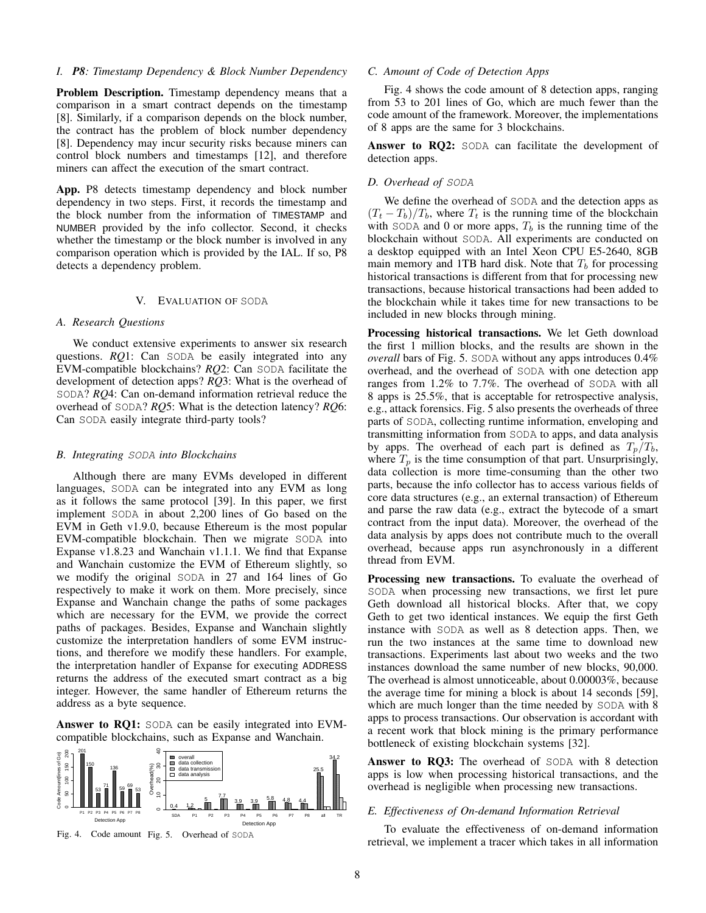### I. *P8: Timestamp Dependency & Block Number Dependency*

**Problem Description.** Timestamp dependency means that a comparison in a smart contract depends on the timestamp [8]. Similarly, if a comparison depends on the block number, the contract has the problem of block number dependency [8]. Dependency may incur security risks because miners can control block numbers and timestamps [12], and therefore miners can affect the execution of the smart contract.

**App.** P8 detects timestamp dependency and block number dependency in two steps. First, it records the timestamp and the block number from the information of TIMESTAMP and NUMBER provided by the info collector. Second, it checks whether the timestamp or the block number is involved in any comparison operation which is provided by the IAL. If so, P8 detects a dependency problem.

## V. EVALUATION OF SODA

### A. *Research Questions*

We conduct extensive experiments to answer six research questions. *RQ*1: Can SODA be easily integrated into any EVM-compatible blockchains? *RQ*2: Can SODA facilitate the development of detection apps? *RQ*3: What is the overhead of SODA? *RQ*4: Can on-demand information retrieval reduce the overhead of SODA? *RQ*5: What is the detection latency? *RQ*6: Can SODA easily integrate third-party tools?

### B. *Integrating SODA into Blockchains*

Although there are many EVMs developed in different languages, SODA can be integrated into any EVM as long as it follows the same protocol [39]. In this paper, we first implement SODA in about 2,200 lines of Go based on the EVM in Geth v1.9.0, because Ethereum is the most popular EVM-compatible blockchain. Then we migrate SODA into Expanse v1.8.23 and Wanchain v1.1.1. We find that Expanse and Wanchain customize the EVM of Ethereum slightly, so we modify the original SODA in 27 and 164 lines of Go respectively to make it work on them. More precisely, since Expanse and Wanchain change the paths of some packages which are necessary for the EVM, we provide the correct paths of packages. Besides, Expanse and Wanchain slightly customize the interpretation handlers of some EVM instructions, and therefore we modify these handlers. For example, the interpretation handler of Expanse for executing ADDRESS returns the address of the executed smart contract as a big integer. However, the same handler of Ethereum returns the address as a byte sequence.

**Answer to RQ1:** SODA can be easily integrated into EVM-compatible blockchains, such as Expanse and Wanchain.

Fig. 4. Code amount

Fig. 5. Overhead of SODA

### C. *Amount of Code of Detection Apps*

Fig. 4 shows the code amount of 8 detection apps, ranging from 53 to 201 lines of Go, which are much fewer than the code amount of the framework. Moreover, the implementations of 8 apps are the same for 3 blockchains.

**Answer to RQ2:** SODA can facilitate the development of detection apps.

### D. *Overhead of SODA*

We define the overhead of SODA and the detection apps as $(T_t - T_b)/T_b$, where $T_t$ is the running time of the blockchain with SODA and 0 or more apps, $T_b$ is the running time of the blockchain without SODA. All experiments are conducted on a desktop equipped with an Intel Xeon CPU E5-2640, 8GB main memory and 1TB hard disk. Note that $T_b$ for processing historical transactions is different from that for processing new transactions, because historical transactions had been added to the blockchain while it takes time for new transactions to be included in new blocks through mining.

**Processing historical transactions.** We let Geth download the first 1 million blocks, and the results are shown in the *overall* bars of Fig. 5. SODA without any apps introduces 0.4% overhead, and the overhead of SODA with one detection app ranges from 1.2% to 7.7%. The overhead of SODA with all 8 apps is 25.5%, that is acceptable for retrospective analysis, e.g., attack forensics. Fig. 5 also presents the overheads of three parts of SODA, collecting runtime information, enveloping and transmitting information from SODA to apps, and data analysis by apps. The overhead of each part is defined as $T_p/T_b$, where $T_p$ is the time consumption of that part. Unsurprisingly, data collection is more time-consuming than the other two parts, because the info collector has to access various fields of core data structures (e.g., an external transaction) of Ethereum and parse the raw data (e.g., extract the bytecode of a smart contract from the input data). Moreover, the overhead of the data analysis by apps does not contribute much to the overall overhead, because apps run asynchronously in a different thread from EVM.

**Processing new transactions.** To evaluate the overhead of SODA when processing new transactions, we first let pure Geth download all historical blocks. After that, we copy Geth to get two identical instances. We equip the first Geth instance with SODA as well as 8 detection apps. Then, we run the two instances at the same time to download new transactions. Experiments last about two weeks and the two instances download the same number of new blocks, 90,000. The overhead is almost unnoticeable, about 0.00003%, because the average time for mining a block is about 14 seconds [59], which are much longer than the time needed by SODA with 8 apps to process transactions. Our observation is accordant with a recent work that block mining is the primary performance bottleneck of existing blockchain systems [32].

**Answer to RQ3:** The overhead of SODA with 8 detection apps is low when processing historical transactions, and the overhead is negligible when processing new transactions.

### E. *Effectiveness of On-demand Information Retrieval*

To evaluate the effectiveness of on-demand information retrieval, we implement a tracer which takes in all information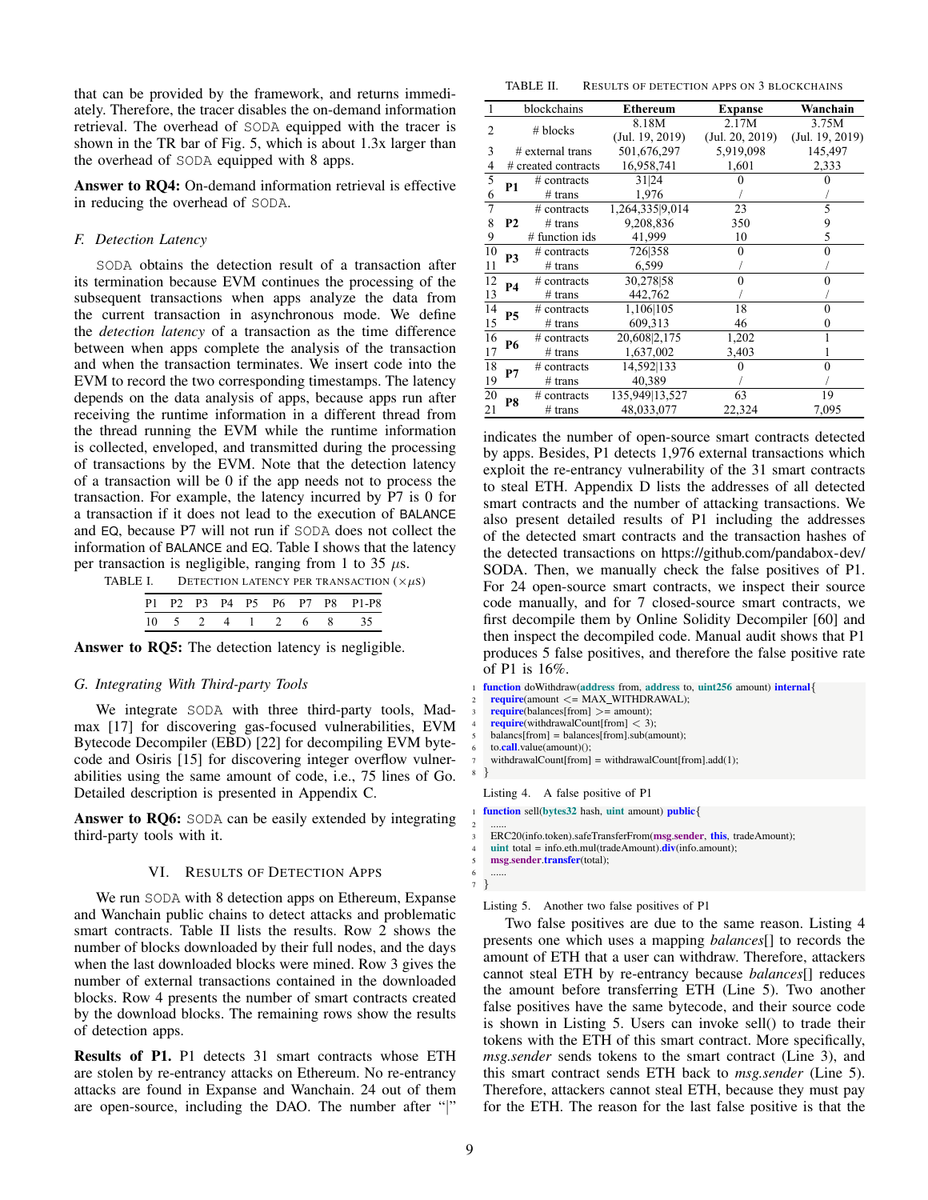that can be provided by the framework, and returns immediately. Therefore, the tracer disables the on-demand information retrieval. The overhead of SODA equipped with the tracer is shown in the TR bar of Fig. 5, which is about 1.3x larger than the overhead of SODA equipped with 8 apps.

**Answer to RQ4:** On-demand information retrieval is effective in reducing the overhead of SODA.

### *F. Detection Latency*

SODA obtains the detection result of a transaction after its termination because EVM continues the processing of the subsequent transactions when apps analyze the data from the current transaction in asynchronous mode. We define the *detection latency* of a transaction as the time difference between when apps complete the analysis of the transaction and when the transaction terminates. We insert code into the EVM to record the two corresponding timestamps. The latency depends on the data analysis of apps, because apps run after receiving the runtime information in a different thread from the thread running the EVM while the runtime information is collected, enveloped, and transmitted during the processing of transactions by the EVM. Note that the detection latency of a transaction will be 0 if the app needs not to process the transaction. For example, the latency incurred by P7 is 0 for a transaction if it does not lead to the execution of BALANCE and EQ, because P7 will not run if SODA does not collect the information of BALANCE and EQ. Table I shows that the latency per transaction is negligible, ranging from 1 to 35 $\mu$s.

TABLE I. DETECTION LATENCY PER TRANSACTION ($\times \mu$s)

| P1 | P2 | P3 | P4 | P5 | P6 | P7 | P8 | P1-P8 |
|---|---|---|---|---|---|---|---|---|
| 10 | 5 | 2 | 4 | 1 | 2 | 6 | 8 | 35 |

**Answer to RQ5:** The detection latency is negligible.

### *G. Integrating With Third-party Tools*

We integrate SODA with three third-party tools, Madmax [17] for discovering gas-focused vulnerabilities, EVM Bytecode Decompiler (EBD) [22] for decompiling EVM bytecode and Osiris [15] for discovering integer overflow vulnerabilities using the same amount of code, i.e., 75 lines of Go. Detailed description is presented in Appendix C.

**Answer to RQ6:** SODA can be easily extended by integrating third-party tools with it.

## VI. Results of Detection Apps

We run SODA with 8 detection apps on Ethereum, Expanse and Wanchain public chains to detect attacks and problematic smart contracts. Table II lists the results. Row 2 shows the number of blocks downloaded by their full nodes, and the days when the last downloaded blocks were mined. Row 3 gives the number of external transactions contained in the downloaded blocks. Row 4 presents the number of smart contracts created by the download blocks. The remaining rows show the results of detection apps.

TABLE II. RESULTS OF DETECTION APPS ON 3 BLOCKCHAINS

| Row | | | Ethereum | Expanse | Wanchain |
|---|---|---|---|---|---|
| 1 | blockchains | | Ethereum | Expanse | Wanchain |
| 2 | # blocks | | 8.18M (Jul. 19, 2019) | 2.17M (Jul. 20, 2019) | 3.75M (Jul. 19, 2019) |
| 3 | # external trans | | 501,676,297 | 5,919,098 | 145,497 |
| 4 | # created contracts | | 16,958,741 | 1,601 | 2,333 |
| 5 | **P1** | # contracts | 31\|24 | 0 | 0 |
| 6 | | # trans | 1,976 | / | / |
| 7 | **P2** | # contracts | 1,264,335\|9,014 | 23 | 5 |
| 8 | | # trans | 9,208,836 | 350 | 9 |
| 9 | | # function ids | 41,999 | 10 | 5 |
| 10 | **P3** | # contracts | 726\|358 | 0 | 0 |
| 11 | | # trans | 6,599 | / | / |
| 12 | **P4** | # contracts | 30,278\|58 | 0 | 0 |
| 13 | | # trans | 442,762 | / | / |
| 14 | **P5** | # contracts | 1,106\|105 | 18 | 0 |
| 15 | | # trans | 609,313 | 46 | 0 |
| 16 | **P6** | # contracts | 20,608\|2,175 | 1,202 | 1 |
| 17 | | # trans | 1,637,002 | 3,403 | 1 |
| 18 | **P7** | # contracts | 14,592\|133 | 0 | 0 |
| 19 | | # trans | 40,389 | / | / |
| 20 | **P8** | # contracts | 135,949\|13,527 | 63 | 19 |
| 21 | | # trans | 48,033,077 | 22,324 | 7,095 |

**Results of P1.** P1 detects 31 smart contracts whose ETH are stolen by re-entrancy attacks on Ethereum. No re-entrancy attacks are found in Expanse and Wanchain. 24 out of them are open-source, including the DAO. The number after "|" indicates the number of open-source smart contracts detected by apps. Besides, P1 detects 1,976 external transactions which exploit the re-entrancy vulnerability of the 31 smart contracts to steal ETH. Appendix D lists the addresses of all detected smart contracts and the number of attacking transactions. We also present detailed results of P1 including the addresses of the detected smart contracts and the transaction hashes of the detected transactions on https://github.com/pandabox-dev/SODA. Then, we manually check the false positives of P1. For 24 open-source smart contracts, we inspect their source code manually, and for 7 closed-source smart contracts, we first decompile them by Online Solidity Decompiler [60] and then inspect the decompiled code. Manual audit shows that P1 produces 5 false positives, and therefore the false positive rate of P1 is 16%.

```
1 function doWithdraw(address from, address to, uint256 amount) internal{
2   require(amount <= MAX_WITHDRAWAL);
3   require(balances[from] >= amount);
4   require(withdrawalCount[from] < 3);
5   balancs[from] = balances[from].sub(amount);
6   to.call.value(amount)();
7   withdrawalCount[from] = withdrawalCount[from].add(1);
8 }
```

Listing 4. A false positive of P1

```
1 function sell(bytes32 hash, uint amount) public{
2   ......
3   ERC20(info.token).safeTransferFrom(msg.sender, this, tradeAmount);
4   uint total = info.eth.mul(tradeAmount).div(info.amount);
5   msg.sender.transfer(total);
6   ......
7 }
```

Listing 5. Another two false positives of P1

Two false positives are due to the same reason. Listing 4 presents one which uses a mapping *balances*[] to records the amount of ETH that a user can withdraw. Therefore, attackers cannot steal ETH by re-entrancy because *balances*[] reduces the amount before transferring ETH (Line 5). Two another false positives have the same bytecode, and their source code is shown in Listing 5. Users can invoke sell() to trade their tokens with the ETH of this smart contract. More specifically, *msg.sender* sends tokens to the smart contract (Line 3), and this smart contract sends ETH back to *msg.sender* (Line 5). Therefore, attackers cannot steal ETH, because they must pay for the ETH. The reason for the last false positive is that the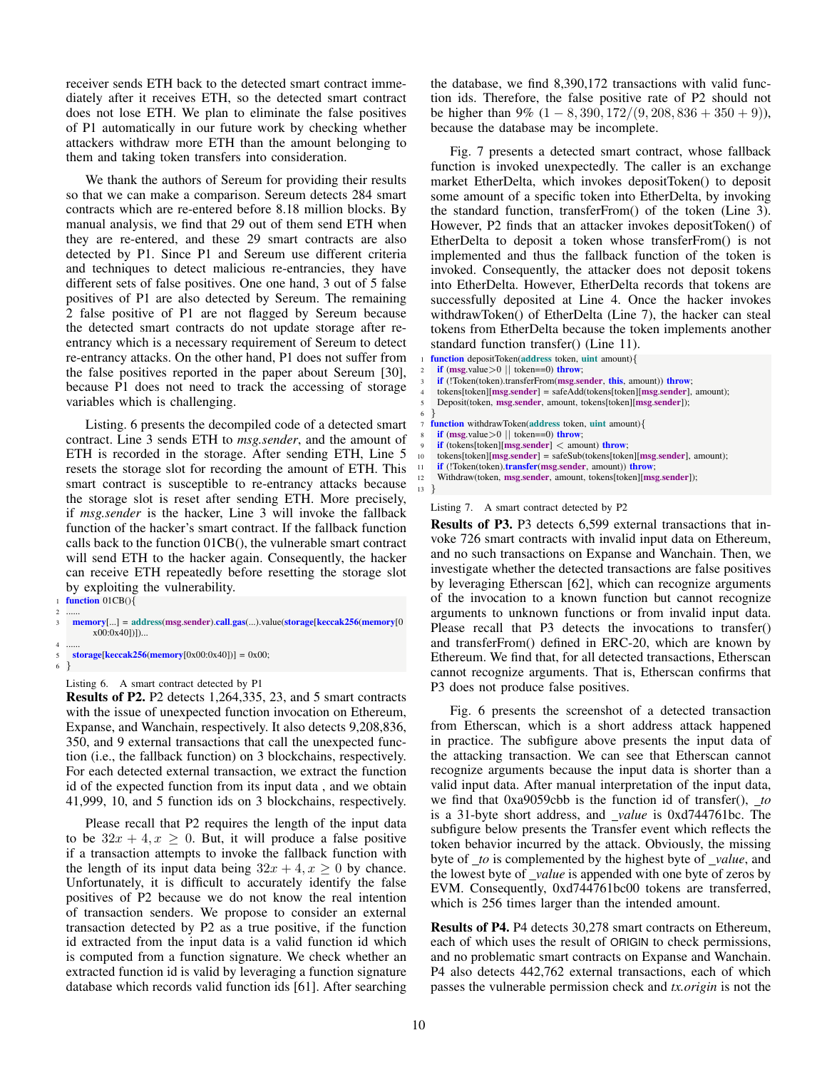receiver sends ETH back to the detected smart contract immediately after it receives ETH, so the detected smart contract does not lose ETH. We plan to eliminate the false positives of P1 automatically in our future work by checking whether attackers withdraw more ETH than the amount belonging to them and taking token transfers into consideration.

We thank the authors of Sereum for providing their results so that we can make a comparison. Sereum detects 284 smart contracts which are re-entered before 8.18 million blocks. By manual analysis, we find that 29 out of them send ETH when they are re-entered, and these 29 smart contracts are also detected by P1. Since P1 and Sereum use different criteria and techniques to detect malicious re-entrancies, they have different sets of false positives. One one hand, 3 out of 5 false positives of P1 are also detected by Sereum. The remaining 2 false positive of P1 are not flagged by Sereum because the detected smart contracts do not update storage after re-entrancy which is a necessary requirement of Sereum to detect re-entrancy attacks. On the other hand, P1 does not suffer from the false positives reported in the paper about Sereum [30], because P1 does not need to track the accessing of storage variables which is challenging.

Listing. 6 presents the decompiled code of a detected smart contract. Line 3 sends ETH to *msg.sender*, and the amount of ETH is recorded in the storage. After sending ETH, Line 5 resets the storage slot for recording the amount of ETH. This smart contract is susceptible to re-entrancy attacks because the storage slot is reset after sending ETH. More precisely, if *msg.sender* is the hacker, Line 3 will invoke the fallback function of the hacker's smart contract. If the fallback function calls back to the function 01CB(), the vulnerable smart contract will send ETH to the hacker again. Consequently, the hacker can receive ETH repeatedly before resetting the storage slot by exploiting the vulnerability.

```
1 function 01CB(){
2   ......
3   memory[...] = address(msg.sender).call.gas(...).value(storage[keccak256(memory[0
        x00:0x40])])...
4   ......
5   storage[keccak256(memory[0x00:0x40])] = 0x00;
6 }
```

Listing 6. A smart contract detected by P1

**Results of P2.** P2 detects 1,264,335, 23, and 5 smart contracts with the issue of unexpected function invocation on Ethereum, Expanse, and Wanchain, respectively. It also detects 9,208,836, 350, and 9 external transactions that call the unexpected function (i.e., the fallback function) on 3 blockchains, respectively. For each detected external transaction, we extract the function id of the expected function from its input data , and we obtain 41,999, 10, and 5 function ids on 3 blockchains, respectively.

Please recall that P2 requires the length of the input data to be $32x + 4, x \geq 0$. But, it will produce a false positive if a transaction attempts to invoke the fallback function with the length of its input data being $32x + 4, x \geq 0$ by chance. Unfortunately, it is difficult to accurately identify the false positives of P2 because we do not know the real intention of transaction senders. We propose to consider an external transaction detected by P2 as a true positive, if the function id extracted from the input data is a valid function id which is computed from a function signature. We check whether an extracted function id is valid by leveraging a function signature database which records valid function ids [61]. After searching the database, we find 8,390,172 transactions with valid function ids. Therefore, the false positive rate of P2 should not be higher than 9% $(1 - 8,390,172/(9,208,836 + 350 + 9))$, because the database may be incomplete.

Fig. 7 presents a detected smart contract, whose fallback function is invoked unexpectedly. The caller is an exchange market EtherDelta, which invokes depositToken() to deposit some amount of a specific token into EtherDelta, by invoking the standard function, transferFrom() of the token (Line 3). However, P2 finds that an attacker invokes depositToken() of EtherDelta to deposit a token whose transferFrom() is not implemented and thus the fallback function of the token is invoked. Consequently, the attacker does not deposit tokens into EtherDelta. However, EtherDelta records that tokens are successfully deposited at Line 4. Once the hacker invokes withdrawToken() of EtherDelta (Line 7), the hacker can steal tokens from EtherDelta because the token implements another standard function transfer() (Line 11).

```
1 function depositToken(address token, uint amount){
2   if (msg.value>0 || token==0) throw;
3   if (!Token(token).transferFrom(msg.sender, this, amount)) throw;
4   tokens[token][msg.sender] = safeAdd(tokens[token][msg.sender], amount);
5   Deposit(token, msg.sender, amount, tokens[token][msg.sender]);
6 }
7 function withdrawToken(address token, uint amount){
8   if (msg.value>0 || token==0) throw;
9   if (tokens[token][msg.sender] < amount) throw;
10  tokens[token][msg.sender] = safeSub(tokens[token][msg.sender], amount);
11  if (!Token(token).transfer(msg.sender, amount)) throw;
12  Withdraw(token, msg.sender, amount, tokens[token][msg.sender]);
13 }
```

Listing 7. A smart contract detected by P2

**Results of P3.** P3 detects 6,599 external transactions that invoke 726 smart contracts with invalid input data on Ethereum, and no such transactions on Expanse and Wanchain. Then, we investigate whether the detected transactions are false positives by leveraging Etherscan [62], which can recognize arguments of the invocation to a known function but cannot recognize arguments to unknown functions or from invalid input data. Please recall that P3 detects the invocations to transfer() and transferFrom() defined in ERC-20, which are known by Ethereum. We find that, for all detected transactions, Etherscan cannot recognize arguments. That is, Etherscan confirms that P3 does not produce false positives.

Fig. 6 presents the screenshot of a detected transaction from Etherscan, which is a short address attack happened in practice. The subfigure above presents the input data of the attacking transaction. We can see that Etherscan cannot recognize arguments because the input data is shorter than a valid input data. After manual interpretation of the input data, we find that 0xa9059cbb is the function id of transfer(), *_to* is a 31-byte short address, and *_value* is 0xd744761bc. The subfigure below presents the Transfer event which reflects the token behavior incurred by the attack. Obviously, the missing byte of *_to* is complemented by the highest byte of *_value*, and the lowest byte of *_value* is appended with one byte of zeros by EVM. Consequently, 0xd744761bc00 tokens are transferred, which is 256 times larger than the intended amount.

**Results of P4.** P4 detects 30,278 smart contracts on Ethereum, each of which uses the result of ORIGIN to check permissions, and no problematic smart contracts on Expanse and Wanchain. P4 also detects 442,762 external transactions, each of which passes the vulnerable permission check and *tx.origin* is not the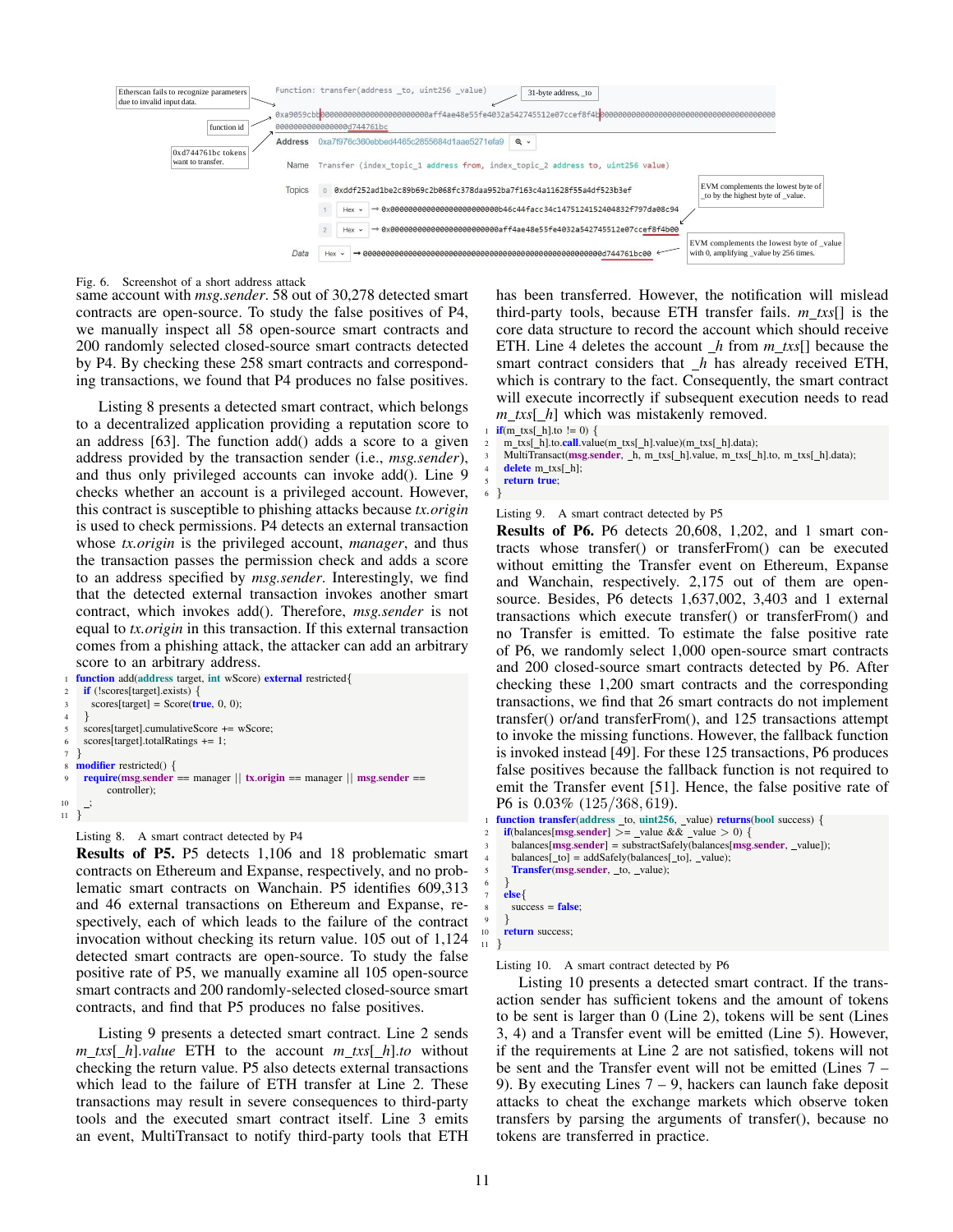Fig. 6. Screenshot of a short address attack

same account with *msg.sender*. 58 out of 30,278 detected smart contracts are open-source. To study the false positives of P4, we manually inspect all 58 open-source smart contracts and 200 randomly selected closed-source smart contracts detected by P4. By checking these 258 smart contracts and corresponding transactions, we found that P4 produces no false positives.

Listing 8 presents a detected smart contract, which belongs to a decentralized application providing a reputation score to an address [63]. The function add() adds a score to a given address provided by the transaction sender (i.e., *msg.sender*), and thus only privileged accounts can invoke add(). Line 9 checks whether an account is a privileged account. However, this contract is susceptible to phishing attacks because *tx.origin* is used to check permissions. P4 detects an external transaction whose *tx.origin* is the privileged account, *manager*, and thus the transaction passes the permission check and adds a score to an address specified by *msg.sender*. Interestingly, we find that the detected external transaction invokes another smart contract, which invokes add(). Therefore, *msg.sender* is not equal to *tx.origin* in this transaction. If this external transaction comes from a phishing attack, the attacker can add an arbitrary score to an arbitrary address.

```
1  function add(address target, int wScore) external restricted{
2    if (!scores[target].exists) {
3      scores[target] = Score(true, 0, 0);
4    }
5    scores[target].cumulativeScore += wScore;
6    scores[target].totalRatings += 1;
7  }
8  modifier restricted() {
9    require(msg.sender == manager || tx.origin == manager || msg.sender ==
       controller);
10   _;
11 }
```

Listing 8. A smart contract detected by P4

**Results of P5.** P5 detects 1,106 and 18 problematic smart contracts on Ethereum and Expanse, respectively, and no problematic smart contracts on Wanchain. P5 identifies 609,313 and 46 external transactions on Ethereum and Expanse, respectively, each of which leads to the failure of the contract invocation without checking its return value. 105 out of 1,124 detected smart contracts are open-source. To study the false positive rate of P5, we manually examine all 105 open-source smart contracts and 200 randomly-selected closed-source smart contracts, and find that P5 produces no false positives.

Listing 9 presents a detected smart contract. Line 2 sends *m_txs*[*_h*]*.value* ETH to the account *m_txs*[*_h*]*.to* without checking the return value. P5 also detects external transactions which lead to the failure of ETH transfer at Line 2. These transactions may result in severe consequences to third-party tools and the executed smart contract itself. Line 3 emits an event, MultiTransact to notify third-party tools that ETH has been transferred. However, the notification will mislead third-party tools, because ETH transfer fails. *m_txs*[] is the core data structure to record the account which should receive ETH. Line 4 deletes the account *_h* from *m_txs*[] because the smart contract considers that *_h* has already received ETH, which is contrary to the fact. Consequently, the smart contract will execute incorrectly if subsequent execution needs to read *m_txs*[*_h*] which was mistakenly removed.

```
1  if(m_txs[_h].to != 0) {
2    m_txs[_h].to.call.value(m_txs[_h].value)(m_txs[_h].data);
3    MultiTransact(msg.sender, _h, m_txs[_h].value, m_txs[_h].to, m_txs[_h].data);
4    delete m_txs[_h];
5    return true;
6  }
```

Listing 9. A smart contract detected by P5

**Results of P6.** P6 detects 20,608, 1,202, and 1 smart contracts whose transfer() or transferFrom() can be executed without emitting the Transfer event on Ethereum, Expanse and Wanchain, respectively. 2,175 out of them are open-source. Besides, P6 detects 1,637,002, 3,403 and 1 external transactions which execute transfer() or transferFrom() and no Transfer is emitted. To estimate the false positive rate of P6, we randomly select 1,000 open-source smart contracts and 200 closed-source smart contracts detected by P6. After checking these 1,200 smart contracts and the corresponding transactions, we find that 26 smart contracts do not implement transfer() or/and transferFrom(), and 125 transactions attempt to invoke the missing functions. However, the fallback function is invoked instead [49]. For these 125 transactions, P6 produces false positives because the fallback function is not required to emit the Transfer event [51]. Hence, the false positive rate of P6 is 0.03% (125/368,619).

```
1  function transfer(address _to, uint256 _value) returns(bool success) {
2    if(balances[msg.sender] >= _value && _value > 0) {
3      balances[msg.sender] = substractSafely(balances[msg.sender], _value]);
4      balances[_to] = addSafely(balances[_to], _value);
5      Transfer(msg.sender, _to, _value);
6    }
7    else{
8      success = false;
9    }
10   return success;
11 }
```

Listing 10. A smart contract detected by P6

Listing 10 presents a detected smart contract. If the transaction sender has sufficient tokens and the amount of tokens to be sent is larger than 0 (Line 2), tokens will be sent (Lines 3, 4) and a Transfer event will be emitted (Line 5). However, if the requirements at Line 2 are not satisfied, tokens will not be sent and the Transfer event will not be emitted (Lines 7 – 9). By executing Lines 7 – 9, hackers can launch fake deposit attacks to cheat the exchange markets which observe token transfers by parsing the arguments of transfer(), because no tokens are transferred in practice.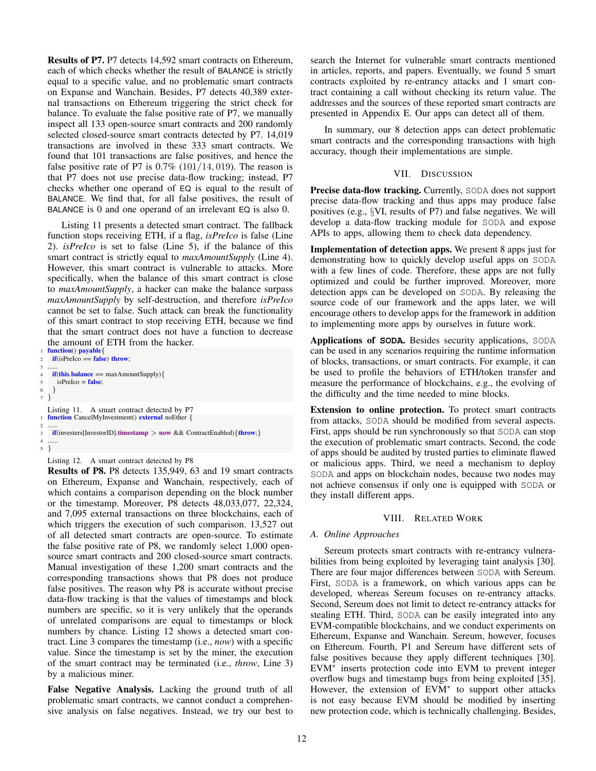**Results of P7.** P7 detects 14,592 smart contracts on Ethereum, each of which checks whether the result of BALANCE is strictly equal to a specific value, and no problematic smart contracts on Expanse and Wanchain. Besides, P7 detects 40,389 external transactions on Ethereum triggering the strict check for balance. To evaluate the false positive rate of P7, we manually inspect all 133 open-source smart contracts and 200 randomly selected closed-source smart contracts detected by P7. 14,019 transactions are involved in these 333 smart contracts. We found that 101 transactions are false positives, and hence the false positive rate of P7 is 0.7% $(101/14,019)$. The reason is that P7 does not use precise data-flow tracking; instead, P7 checks whether one operand of EQ is equal to the result of BALANCE. We find that, for all false positives, the result of BALANCE is 0 and one operand of an irrelevant EQ is also 0.

Listing 11 presents a detected smart contract. The fallback function stops receiving ETH, if a flag, *isPreIco* is false (Line 2). *isPreIco* is set to false (Line 5), if the balance of this smart contract is strictly equal to *maxAmountSupply* (Line 4). However, this smart contract is vulnerable to attacks. More specifically, when the balance of this smart contract is close to *maxAmountSupply*, a hacker can make the balance surpass *maxAmountSupply* by self-destruction, and therefore *isPreIco* cannot be set to false. Such attack can break the functionality of this smart contract to stop receiving ETH, because we find that the smart contract does not have a function to decrease the amount of ETH from the hacker.

```
1 function() payable{
2   if(isPreIco == false) throw;
3   ......
4   if(this.balance == maxAmountSupply){
5     isPreIco = false;
6   }
7 }
```

Listing 11. A smart contract detected by P7

```
1 function CancelMyInvestment() external noEther {
2   ......
3   if(investers[InvestorID].timestamp > now && ContractEnabled){throw;}
4   ......
5 }
```

Listing 12. A smart contract detected by P8

**Results of P8.** P8 detects 135,949, 63 and 19 smart contracts on Ethereum, Expanse and Wanchain, respectively, each of which contains a comparison depending on the block number or the timestamp. Moreover, P8 detects 48,033,077, 22,324, and 7,095 external transactions on three blockchains, each of which triggers the execution of such comparison. 13,527 out of all detected smart contracts are open-source. To estimate the false positive rate of P8, we randomly select 1,000 open-source smart contracts and 200 closed-source smart contracts. Manual investigation of these 1,200 smart contracts and the corresponding transactions shows that P8 does not produce false positives. The reason why P8 is accurate without precise data-flow tracking is that the values of timestamps and block numbers are specific, so it is very unlikely that the operands of unrelated comparisons are equal to timestamps or block numbers by chance. Listing 12 shows a detected smart contract. Line 3 compares the timestamp (i.e., *now*) with a specific value. Since the timestamp is set by the miner, the execution of the smart contract may be terminated (i.e., *throw*, Line 3) by a malicious miner.

**False Negative Analysis.** Lacking the ground truth of all problematic smart contracts, we cannot conduct a comprehensive analysis on false negatives. Instead, we try our best to search the Internet for vulnerable smart contracts mentioned in articles, reports, and papers. Eventually, we found 5 smart contracts exploited by re-entrancy attacks and 1 smart contract containing a call without checking its return value. The addresses and the sources of these reported smart contracts are presented in Appendix E. Our apps can detect all of them.

In summary, our 8 detection apps can detect problematic smart contracts and the corresponding transactions with high accuracy, though their implementations are simple.

## VII. Discussion

**Precise data-flow tracking.** Currently, SODA does not support precise data-flow tracking and thus apps may produce false positives (e.g., §VI, results of P7) and false negatives. We will develop a data-flow tracking module for SODA and expose APIs to apps, allowing them to check data dependency.

**Implementation of detection apps.** We present 8 apps just for demonstrating how to quickly develop useful apps on SODA with a few lines of code. Therefore, these apps are not fully optimized and could be further improved. Moreover, more detection apps can be developed on SODA. By releasing the source code of our framework and the apps later, we will encourage others to develop apps for the framework in addition to implementing more apps by ourselves in future work.

**Applications of SODA.** Besides security applications, SODA can be used in any scenarios requiring the runtime information of blocks, transactions, or smart contracts. For example, it can be used to profile the behaviors of ETH/token transfer and measure the performance of blockchains, e.g., the evolving of the difficulty and the time needed to mine blocks.

**Extension to online protection.** To protect smart contracts from attacks, SODA should be modified from several aspects. First, apps should be run synchronously so that SODA can stop the execution of problematic smart contracts. Second, the code of apps should be audited by trusted parties to eliminate flawed or malicious apps. Third, we need a mechanism to deploy SODA and apps on blockchain nodes, because two nodes may not achieve consensus if only one is equipped with SODA or they install different apps.

## VIII. Related Work

### A. Online Approaches

Sereum protects smart contracts with re-entrancy vulnerabilities from being exploited by leveraging taint analysis [30]. There are four major differences between SODA with Sereum. First, SODA is a framework, on which various apps can be developed, whereas Sereum focuses on re-entrancy attacks. Second, Sereum does not limit to detect re-entrancy attacks for stealing ETH. Third, SODA can be easily integrated into any EVM-compatible blockchains, and we conduct experiments on Ethereum, Expanse and Wanchain. Sereum, however, focuses on Ethereum. Fourth, P1 and Sereum have different sets of false positives because they apply different techniques [30]. EVM* inserts protection code into EVM to prevent integer overflow bugs and timestamp bugs from being exploited [35]. However, the extension of EVM* to support other attacks is not easy because EVM should be modified by inserting new protection code, which is technically challenging. Besides,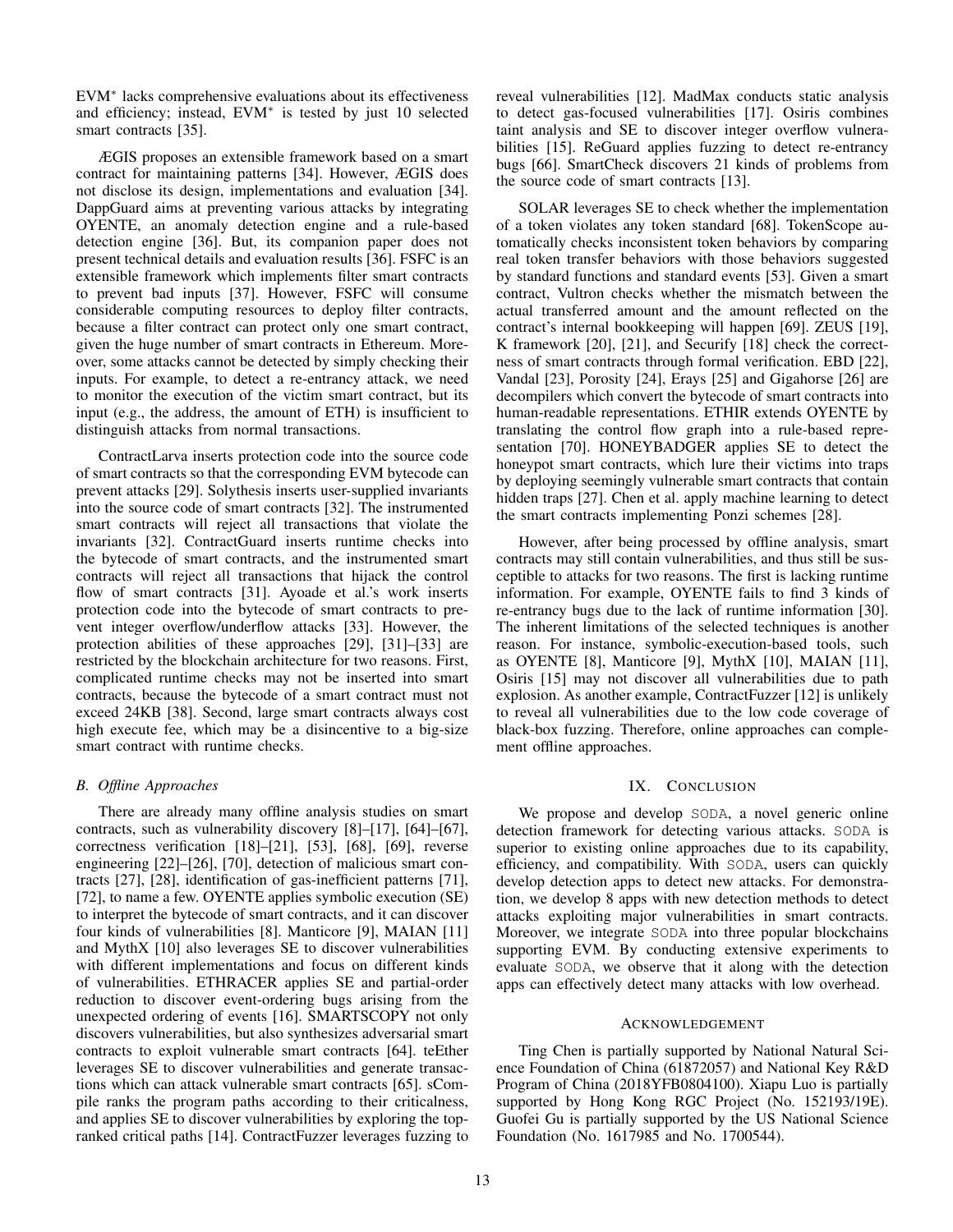EVM* lacks comprehensive evaluations about its effectiveness and efficiency; instead, EVM* is tested by just 10 selected smart contracts [35].

ÆGIS proposes an extensible framework based on a smart contract for maintaining patterns [34]. However, ÆGIS does not disclose its design, implementations and evaluation [34]. DappGuard aims at preventing various attacks by integrating OYENTE, an anomaly detection engine and a rule-based detection engine [36]. But, its companion paper does not present technical details and evaluation results [36]. FSFC is an extensible framework which implements filter smart contracts to prevent bad inputs [37]. However, FSFC will consume considerable computing resources to deploy filter contracts, because a filter contract can protect only one smart contract, given the huge number of smart contracts in Ethereum. Moreover, some attacks cannot be detected by simply checking their inputs. For example, to detect a re-entrancy attack, we need to monitor the execution of the victim smart contract, but its input (e.g., the address, the amount of ETH) is insufficient to distinguish attacks from normal transactions.

ContractLarva inserts protection code into the source code of smart contracts so that the corresponding EVM bytecode can prevent attacks [29]. Solythesis inserts user-supplied invariants into the source code of smart contracts [32]. The instrumented smart contracts will reject all transactions that violate the invariants [32]. ContractGuard inserts runtime checks into the bytecode of smart contracts, and the instrumented smart contracts will reject all transactions that hijack the control flow of smart contracts [31]. Ayoade et al.'s work inserts protection code into the bytecode of smart contracts to prevent integer overflow/underflow attacks [33]. However, the protection abilities of these approaches [29], [31]–[33] are restricted by the blockchain architecture for two reasons. First, complicated runtime checks may not be inserted into smart contracts, because the bytecode of a smart contract must not exceed 24KB [38]. Second, large smart contracts always cost high execute fee, which may be a disincentive to a big-size smart contract with runtime checks.

### B. *Offline Approaches*

There are already many offline analysis studies on smart contracts, such as vulnerability discovery [8]–[17], [64]–[67], correctness verification [18]–[21], [53], [68], [69], reverse engineering [22]–[26], [70], detection of malicious smart contracts [27], [28], identification of gas-inefficient patterns [71], [72], to name a few. OYENTE applies symbolic execution (SE) to interpret the bytecode of smart contracts, and it can discover four kinds of vulnerabilities [8]. Manticore [9], MAIAN [11] and MythX [10] also leverages SE to discover vulnerabilities with different implementations and focus on different kinds of vulnerabilities. ETHRACER applies SE and partial-order reduction to discover event-ordering bugs arising from the unexpected ordering of events [16]. SMARTSCOPY not only discovers vulnerabilities, but also synthesizes adversarial smart contracts to exploit vulnerable smart contracts [64]. teEther leverages SE to discover vulnerabilities and generate transactions which can attack vulnerable smart contracts [65]. sCompile ranks the program paths according to their criticalness, and applies SE to discover vulnerabilities by exploring the top-ranked critical paths [14]. ContractFuzzer leverages fuzzing to reveal vulnerabilities [12]. MadMax conducts static analysis to detect gas-focused vulnerabilities [17]. Osiris combines taint analysis and SE to discover integer overflow vulnerabilities [15]. ReGuard applies fuzzing to detect re-entrancy bugs [66]. SmartCheck discovers 21 kinds of problems from the source code of smart contracts [13].

SOLAR leverages SE to check whether the implementation of a token violates any token standard [68]. TokenScope automatically checks inconsistent token behaviors by comparing real token transfer behaviors with those behaviors suggested by standard functions and standard events [53]. Given a smart contract, Vultron checks whether the mismatch between the actual transferred amount and the amount reflected on the contract's internal bookkeeping will happen [69]. ZEUS [19], K framework [20], [21], and Securify [18] check the correctness of smart contracts through formal verification. EBD [22], Vandal [23], Porosity [24], Erays [25] and Gigahorse [26] are decompilers which convert the bytecode of smart contracts into human-readable representations. ETHIR extends OYENTE by translating the control flow graph into a rule-based representation [70]. HONEYBADGER applies SE to detect the honeypot smart contracts, which lure their victims into traps by deploying seemingly vulnerable smart contracts that contain hidden traps [27]. Chen et al. apply machine learning to detect the smart contracts implementing Ponzi schemes [28].

However, after being processed by offline analysis, smart contracts may still contain vulnerabilities, and thus still be susceptible to attacks for two reasons. The first is lacking runtime information. For example, OYENTE fails to find 3 kinds of re-entrancy bugs due to the lack of runtime information [30]. The inherent limitations of the selected techniques is another reason. For instance, symbolic-execution-based tools, such as OYENTE [8], Manticore [9], MythX [10], MAIAN [11], Osiris [15] may not discover all vulnerabilities due to path explosion. As another example, ContractFuzzer [12] is unlikely to reveal all vulnerabilities due to the low code coverage of black-box fuzzing. Therefore, online approaches can complement offline approaches.

## IX. Conclusion

We propose and develop SODA, a novel generic online detection framework for detecting various attacks. SODA is superior to existing online approaches due to its capability, efficiency, and compatibility. With SODA, users can quickly develop detection apps to detect new attacks. For demonstration, we develop 8 apps with new detection methods to detect attacks exploiting major vulnerabilities in smart contracts. Moreover, we integrate SODA into three popular blockchains supporting EVM. By conducting extensive experiments to evaluate SODA, we observe that it along with the detection apps can effectively detect many attacks with low overhead.

## Acknowledgement

Ting Chen is partially supported by National Natural Science Foundation of China (61872057) and National Key R&D Program of China (2018YFB0804100). Xiapu Luo is partially supported by Hong Kong RGC Project (No. 152193/19E). Guofei Gu is partially supported by the US National Science Foundation (No. 1617985 and No. 1700544).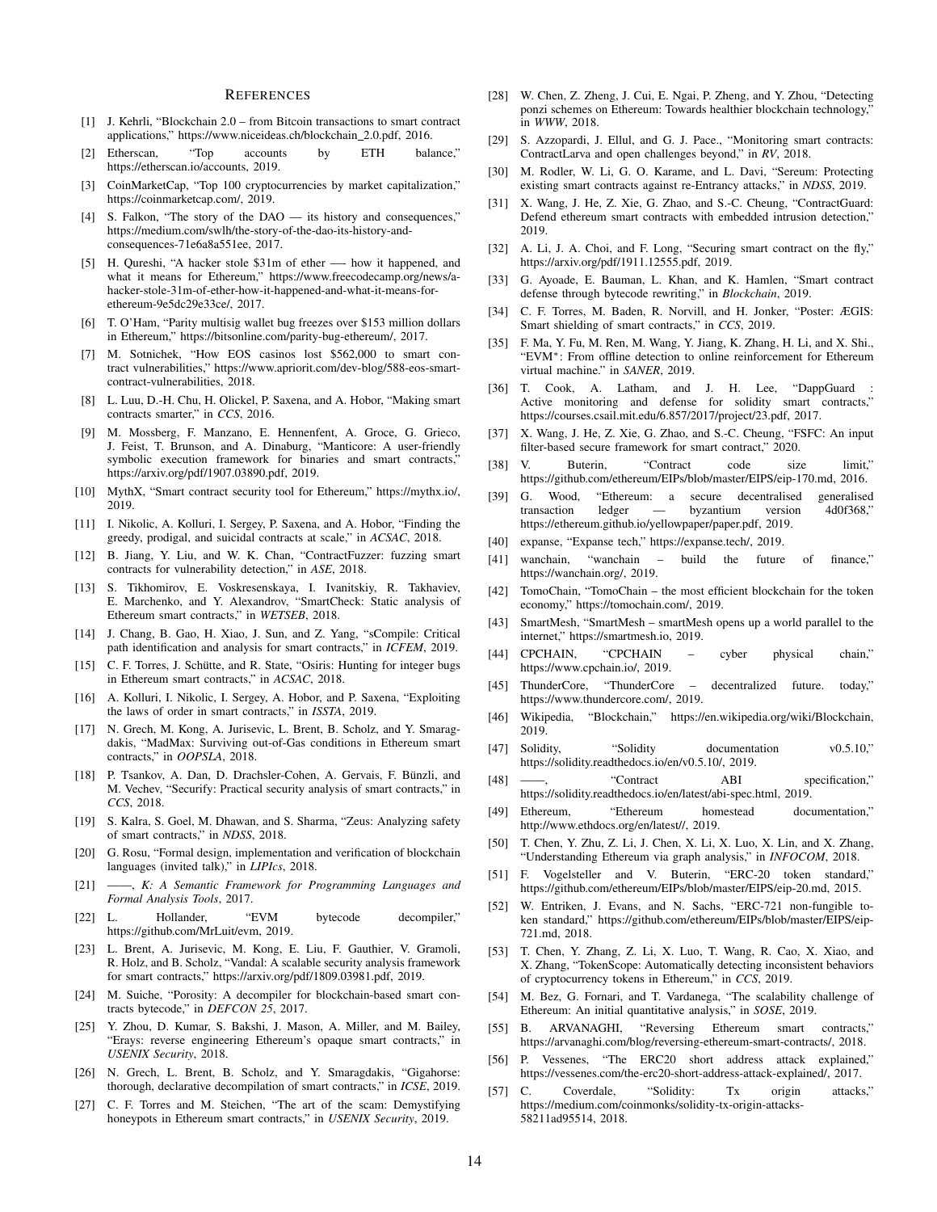# References

[1] J. Kehrli, "Blockchain 2.0 – from Bitcoin transactions to smart contract applications," https://www.niceideas.ch/blockchain_2.0.pdf, 2016.

[2] Etherscan, "Top accounts by ETH balance," https://etherscan.io/accounts, 2019.

[3] CoinMarketCap, "Top 100 cryptocurrencies by market capitalization," https://coinmarketcap.com/, 2019.

[4] S. Falkon, "The story of the DAO — its history and consequences," https://medium.com/swlh/the-story-of-the-dao-its-history-and-consequences-71e6a8a551ee, 2017.

[5] H. Qureshi, "A hacker stole $31m of ether —- how it happened, and what it means for Ethereum," https://www.freecodecamp.org/news/a-hacker-stole-31m-of-ether-how-it-happened-and-what-it-means-for-ethereum-9e5dc29e33ce/, 2017.

[6] T. O'Ham, "Parity multisig wallet bug freezes over $153 million dollars in Ethereum," https://bitsonline.com/parity-bug-ethereum/, 2017.

[7] M. Sotnichek, "How EOS casinos lost $562,000 to smart contract vulnerabilities," https://www.apriorit.com/dev-blog/588-eos-smart-contract-vulnerabilities, 2018.

[8] L. Luu, D.-H. Chu, H. Olickel, P. Saxena, and A. Hobor, "Making smart contracts smarter," in *CCS*, 2016.

[9] M. Mossberg, F. Manzano, E. Hennenfent, A. Groce, G. Grieco, J. Feist, T. Brunson, and A. Dinaburg, "Manticore: A user-friendly symbolic execution framework for binaries and smart contracts," https://arxiv.org/pdf/1907.03890.pdf, 2019.

[10] MythX, "Smart contract security tool for Ethereum," https://mythx.io/, 2019.

[11] I. Nikolic, A. Kolluri, I. Sergey, P. Saxena, and A. Hobor, "Finding the greedy, prodigal, and suicidal contracts at scale," in *ACSAC*, 2018.

[12] B. Jiang, Y. Liu, and W. K. Chan, "ContractFuzzer: fuzzing smart contracts for vulnerability detection," in *ASE*, 2018.

[13] S. Tikhomirov, E. Voskresenskaya, I. Ivanitskiy, R. Takhaviev, E. Marchenko, and Y. Alexandrov, "SmartCheck: Static analysis of Ethereum smart contracts," in *WETSEB*, 2018.

[14] J. Chang, B. Gao, H. Xiao, J. Sun, and Z. Yang, "sCompile: Critical path identification and analysis for smart contracts," in *ICFEM*, 2019.

[15] C. F. Torres, J. Schütte, and R. State, "Osiris: Hunting for integer bugs in Ethereum smart contracts," in *ACSAC*, 2018.

[16] A. Kolluri, I. Nikolic, I. Sergey, A. Hobor, and P. Saxena, "Exploiting the laws of order in smart contracts," in *ISSTA*, 2019.

[17] N. Grech, M. Kong, A. Jurisevic, L. Brent, B. Scholz, and Y. Smaragdakis, "MadMax: Surviving out-of-Gas conditions in Ethereum smart contracts," in *OOPSLA*, 2018.

[18] P. Tsankov, A. Dan, D. Drachsler-Cohen, A. Gervais, F. Bünzli, and M. Vechev, "Securify: Practical security analysis of smart contracts," in *CCS*, 2018.

[19] S. Kalra, S. Goel, M. Dhawan, and S. Sharma, "Zeus: Analyzing safety of smart contracts," in *NDSS*, 2018.

[20] G. Rosu, "Formal design, implementation and verification of blockchain languages (invited talk)," in *LIPIcs*, 2018.

[21] ——, *K: A Semantic Framework for Programming Languages and Formal Analysis Tools*, 2017.

[22] L. Hollander, "EVM bytecode decompiler," https://github.com/MrLuit/evm, 2019.

[23] L. Brent, A. Jurisevic, M. Kong, E. Liu, F. Gauthier, V. Gramoli, R. Holz, and B. Scholz, "Vandal: A scalable security analysis framework for smart contracts," https://arxiv.org/pdf/1809.03981.pdf, 2019.

[24] M. Suiche, "Porosity: A decompiler for blockchain-based smart contracts bytecode," in *DEFCON 25*, 2017.

[25] Y. Zhou, D. Kumar, S. Bakshi, J. Mason, A. Miller, and M. Bailey, "Erays: reverse engineering Ethereum's opaque smart contracts," in *USENIX Security*, 2018.

[26] N. Grech, L. Brent, B. Scholz, and Y. Smaragdakis, "Gigahorse: thorough, declarative decompilation of smart contracts," in *ICSE*, 2019.

[27] C. F. Torres and M. Steichen, "The art of the scam: Demystifying honeypots in Ethereum smart contracts," in *USENIX Security*, 2019.

[28] W. Chen, Z. Zheng, J. Cui, E. Ngai, P. Zheng, and Y. Zhou, "Detecting ponzi schemes on Ethereum: Towards healthier blockchain technology," in *WWW*, 2018.

[29] S. Azzopardi, J. Ellul, and G. J. Pace., "Monitoring smart contracts: ContractLarva and open challenges beyond," in *RV*, 2018.

[30] M. Rodler, W. Li, G. O. Karame, and L. Davi, "Sereum: Protecting existing smart contracts against re-Entrancy attacks," in *NDSS*, 2019.

[31] X. Wang, J. He, Z. Xie, G. Zhao, and S.-C. Cheung, "ContractGuard: Defend ethereum smart contracts with embedded intrusion detection," 2019.

[32] A. Li, J. A. Choi, and F. Long, "Securing smart contract on the fly," https://arxiv.org/pdf/1911.12555.pdf, 2019.

[33] G. Ayoade, E. Bauman, L. Khan, and K. Hamlen, "Smart contract defense through bytecode rewriting," in *Blockchain*, 2019.

[34] C. F. Torres, M. Baden, R. Norvill, and H. Jonker, "Poster: ÆGIS: Smart shielding of smart contracts," in *CCS*, 2019.

[35] F. Ma, Y. Fu, M. Ren, M. Wang, Y. Jiang, K. Zhang, H. Li, and X. Shi., "EVM*: From offline detection to online reinforcement for Ethereum virtual machine." in *SANER*, 2019.

[36] T. Cook, A. Latham, and J. H. Lee, "DappGuard : Active monitoring and defense for solidity smart contracts," https://courses.csail.mit.edu/6.857/2017/project/23.pdf, 2017.

[37] X. Wang, J. He, Z. Xie, G. Zhao, and S.-C. Cheung, "FSFC: An input filter-based secure framework for smart contract," 2020.

[38] V. Buterin, "Contract code size limit," https://github.com/ethereum/EIPs/blob/master/EIPS/eip-170.md, 2016.

[39] G. Wood, "Ethereum: a secure decentralised generalised transaction ledger — byzantium version 4d0f368," https://ethereum.github.io/yellowpaper/paper.pdf, 2019.

[40] expanse, "Expanse tech," https://expanse.tech/, 2019.

[41] wanchain, "wanchain – build the future of finance," https://wanchain.org/, 2019.

[42] TomoChain, "TomoChain – the most efficient blockchain for the token economy," https://tomochain.com/, 2019.

[43] SmartMesh, "SmartMesh – smartMesh opens up a world parallel to the internet," https://smartmesh.io, 2019.

[44] CPCHAIN, "CPCHAIN – cyber physical chain," https://www.cpchain.io/, 2019.

[45] ThunderCore, "ThunderCore – decentralized future. today," https://www.thundercore.com/, 2019.

[46] Wikipedia, "Blockchain," https://en.wikipedia.org/wiki/Blockchain, 2019.

[47] Solidity, "Solidity documentation v0.5.10," https://solidity.readthedocs.io/en/v0.5.10/, 2019.

[48] ——, "Contract ABI specification," https://solidity.readthedocs.io/en/latest/abi-spec.html, 2019.

[49] Ethereum, "Ethereum homestead documentation," http://www.ethdocs.org/en/latest//, 2019.

[50] T. Chen, Y. Zhu, Z. Li, J. Chen, X. Li, X. Luo, X. Lin, and X. Zhang, "Understanding Ethereum via graph analysis," in *INFOCOM*, 2018.

[51] F. Vogelsteller and V. Buterin, "ERC-20 token standard," https://github.com/ethereum/EIPs/blob/master/EIPS/eip-20.md, 2015.

[52] W. Entriken, J. Evans, and N. Sachs, "ERC-721 non-fungible token standard," https://github.com/ethereum/EIPs/blob/master/EIPS/eip-721.md, 2018.

[53] T. Chen, Y. Zhang, Z. Li, X. Luo, T. Wang, R. Cao, X. Xiao, and X. Zhang, "TokenScope: Automatically detecting inconsistent behaviors of cryptocurrency tokens in Ethereum," in *CCS*, 2019.

[54] M. Bez, G. Fornari, and T. Vardanega, "The scalability challenge of Ethereum: An initial quantitative analysis," in *SOSE*, 2019.

[55] B. ARVANAGHI, "Reversing Ethereum smart contracts," https://arvanaghi.com/blog/reversing-ethereum-smart-contracts/, 2018.

[56] P. Vessenes, "The ERC20 short address attack explained," https://vessenes.com/the-erc20-short-address-attack-explained/, 2017.

[57] C. Coverdale, "Solidity: Tx origin attacks," https://medium.com/coinmonks/solidity-tx-origin-attacks-58211ad95514, 2018.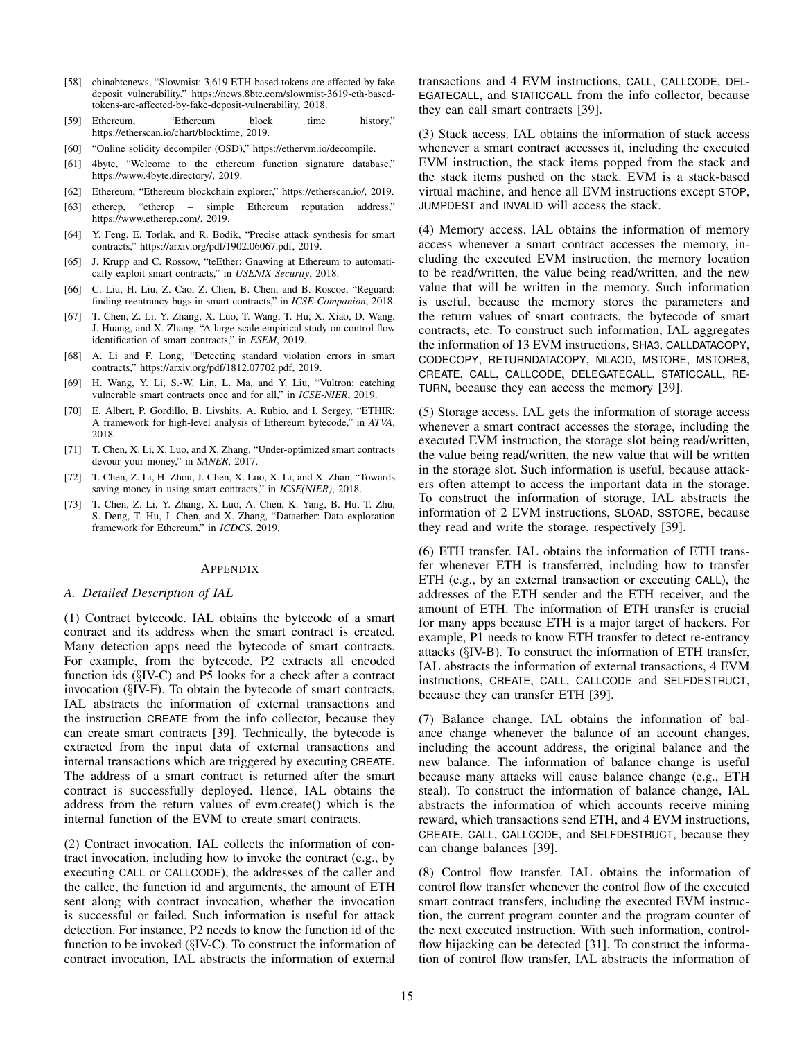[58] chinabtcnews, "Slowmist: 3,619 ETH-based tokens are affected by fake deposit vulnerability," https://news.8btc.com/slowmist-3619-eth-based-tokens-are-affected-by-fake-deposit-vulnerability, 2018.

[59] Ethereum, "Ethereum block time history," https://etherscan.io/chart/blocktime, 2019.

[60] "Online solidity decompiler (OSD)," https://ethervm.io/decompile.

[61] 4byte, "Welcome to the ethereum function signature database," https://www.4byte.directory/, 2019.

[62] Ethereum, "Ethereum blockchain explorer," https://etherscan.io/, 2019.

[63] etherep, "etherep – simple Ethereum reputation address," https://www.etherep.com/, 2019.

[64] Y. Feng, E. Torlak, and R. Bodik, "Precise attack synthesis for smart contracts," https://arxiv.org/pdf/1902.06067.pdf, 2019.

[65] J. Krupp and C. Rossow, "teEther: Gnawing at Ethereum to automatically exploit smart contracts," in *USENIX Security*, 2018.

[66] C. Liu, H. Liu, Z. Cao, Z. Chen, B. Chen, and B. Roscoe, "Reguard: finding reentrancy bugs in smart contracts," in *ICSE-Companion*, 2018.

[67] T. Chen, Z. Li, Y. Zhang, X. Luo, T. Wang, T. Hu, X. Xiao, D. Wang, J. Huang, and X. Zhang, "A large-scale empirical study on control flow identification of smart contracts," in *ESEM*, 2019.

[68] A. Li and F. Long, "Detecting standard violation errors in smart contracts," https://arxiv.org/pdf/1812.07702.pdf, 2019.

[69] H. Wang, Y. Li, S.-W. Lin, L. Ma, and Y. Liu, "Vultron: catching vulnerable smart contracts once and for all," in *ICSE-NIER*, 2019.

[70] E. Albert, P. Gordillo, B. Livshits, A. Rubio, and I. Sergey, "ETHIR: A framework for high-level analysis of Ethereum bytecode," in *ATVA*, 2018.

[71] T. Chen, X. Li, X. Luo, and X. Zhang, "Under-optimized smart contracts devour your money," in *SANER*, 2017.

[72] T. Chen, Z. Li, H. Zhou, J. Chen, X. Luo, X. Li, and X. Zhan, "Towards saving money in using smart contracts," in *ICSE(NIER)*, 2018.

[73] T. Chen, Z. Li, Y. Zhang, X. Luo, A. Chen, K. Yang, B. Hu, T. Zhu, S. Deng, T. Hu, J. Chen, and X. Zhang, "Dataether: Data exploration framework for Ethereum," in *ICDCS*, 2019.

# APPENDIX

## A. Detailed Description of IAL

(1) Contract bytecode. IAL obtains the bytecode of a smart contract and its address when the smart contract is created. Many detection apps need the bytecode of smart contracts. For example, from the bytecode, P2 extracts all encoded function ids (§IV-C) and P5 looks for a check after a contract invocation (§IV-F). To obtain the bytecode of smart contracts, IAL abstracts the information of external transactions and the instruction CREATE from the info collector, because they can create smart contracts [39]. Technically, the bytecode is extracted from the input data of external transactions and internal transactions which are triggered by executing CREATE. The address of a smart contract is returned after the smart contract is successfully deployed. Hence, IAL obtains the address from the return values of evm.create() which is the internal function of the EVM to create smart contracts.

(2) Contract invocation. IAL collects the information of contract invocation, including how to invoke the contract (e.g., by executing CALL or CALLCODE), the addresses of the caller and the callee, the function id and arguments, the amount of ETH sent along with contract invocation, whether the invocation is successful or failed. Such information is useful for attack detection. For instance, P2 needs to know the function id of the function to be invoked (§IV-C). To construct the information of contract invocation, IAL abstracts the information of external transactions and 4 EVM instructions, CALL, CALLCODE, DELEGATECALL, and STATICCALL from the info collector, because they can call smart contracts [39].

(3) Stack access. IAL obtains the information of stack access whenever a smart contract accesses it, including the executed EVM instruction, the stack items popped from the stack and the stack items pushed on the stack. EVM is a stack-based virtual machine, and hence all EVM instructions except STOP, JUMPDEST and INVALID will access the stack.

(4) Memory access. IAL obtains the information of memory access whenever a smart contract accesses the memory, including the executed EVM instruction, the memory location to be read/written, the value being read/written, and the new value that will be written in the memory. Such information is useful, because the memory stores the parameters and the return values of smart contracts, the bytecode of smart contracts, etc. To construct such information, IAL aggregates the information of 13 EVM instructions, SHA3, CALLDATACOPY, CODECOPY, RETURNDATACOPY, MLAOD, MSTORE, MSTORE8, CREATE, CALL, CALLCODE, DELEGATECALL, STATICCALL, RETURN, because they can access the memory [39].

(5) Storage access. IAL gets the information of storage access whenever a smart contract accesses the storage, including the executed EVM instruction, the storage slot being read/written, the value being read/written, the new value that will be written in the storage slot. Such information is useful, because attackers often attempt to access the important data in the storage. To construct the information of storage, IAL abstracts the information of 2 EVM instructions, SLOAD, SSTORE, because they read and write the storage, respectively [39].

(6) ETH transfer. IAL obtains the information of ETH transfer whenever ETH is transferred, including how to transfer ETH (e.g., by an external transaction or executing CALL), the addresses of the ETH sender and the ETH receiver, and the amount of ETH. The information of ETH transfer is crucial for many apps because ETH is a major target of hackers. For example, P1 needs to know ETH transfer to detect re-entrancy attacks (§IV-B). To construct the information of ETH transfer, IAL abstracts the information of external transactions, 4 EVM instructions, CREATE, CALL, CALLCODE and SELFDESTRUCT, because they can transfer ETH [39].

(7) Balance change. IAL obtains the information of balance change whenever the balance of an account changes, including the account address, the original balance and the new balance. The information of balance change is useful because many attacks will cause balance change (e.g., ETH steal). To construct the information of balance change, IAL abstracts the information of which accounts receive mining reward, which transactions send ETH, and 4 EVM instructions, CREATE, CALL, CALLCODE, and SELFDESTRUCT, because they can change balances [39].

(8) Control flow transfer. IAL obtains the information of control flow transfer whenever the control flow of the executed smart contract transfers, including the executed EVM instruction, the current program counter and the program counter of the next executed instruction. With such information, control-flow hijacking can be detected [31]. To construct the information of control flow transfer, IAL abstracts the information of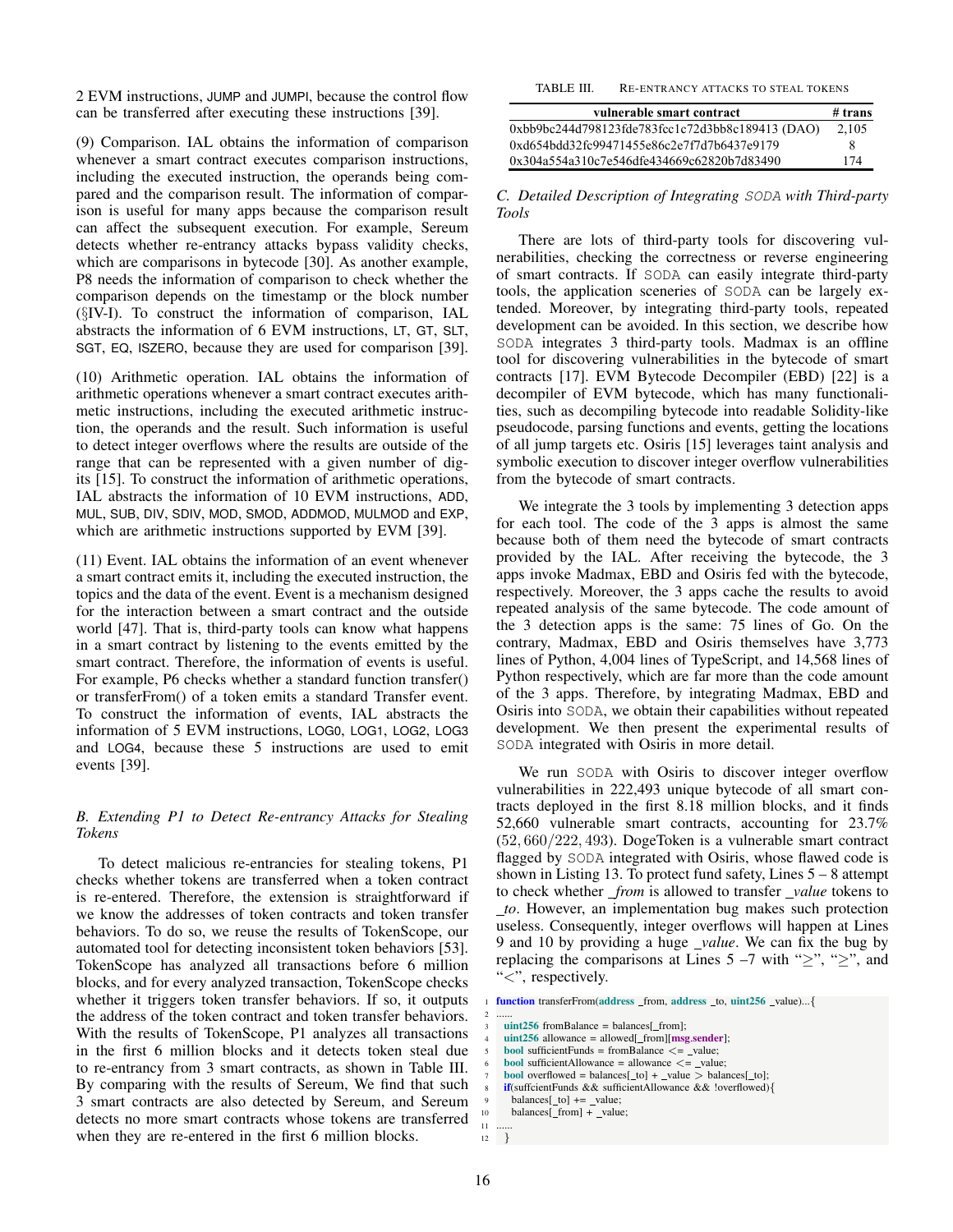2 EVM instructions, JUMP and JUMPI, because the control flow can be transferred after executing these instructions [39].

(9) Comparison. IAL obtains the information of comparison whenever a smart contract executes comparison instructions, including the executed instruction, the operands being compared and the comparison result. The information of comparison is useful for many apps because the comparison result can affect the subsequent execution. For example, Sereum detects whether re-entrancy attacks bypass validity checks, which are comparisons in bytecode [30]. As another example, P8 needs the information of comparison to check whether the comparison depends on the timestamp or the block number (§IV-I). To construct the information of comparison, IAL abstracts the information of 6 EVM instructions, LT, GT, SLT, SGT, EQ, ISZERO, because they are used for comparison [39].

(10) Arithmetic operation. IAL obtains the information of arithmetic operations whenever a smart contract executes arithmetic instructions, including the executed arithmetic instruction, the operands and the result. Such information is useful to detect integer overflows where the results are outside of the range that can be represented with a given number of digits [15]. To construct the information of arithmetic operations, IAL abstracts the information of 10 EVM instructions, ADD, MUL, SUB, DIV, SDIV, MOD, SMOD, ADDMOD, MULMOD and EXP, which are arithmetic instructions supported by EVM [39].

(11) Event. IAL obtains the information of an event whenever a smart contract emits it, including the executed instruction, the topics and the data of the event. Event is a mechanism designed for the interaction between a smart contract and the outside world [47]. That is, third-party tools can know what happens in a smart contract by listening to the events emitted by the smart contract. Therefore, the information of events is useful. For example, P6 checks whether a standard function transfer() or transferFrom() of a token emits a standard Transfer event. To construct the information of events, IAL abstracts the information of 5 EVM instructions, LOG0, LOG1, LOG2, LOG3 and LOG4, because these 5 instructions are used to emit events [39].

### B. Extending P1 to Detect Re-entrancy Attacks for Stealing Tokens

To detect malicious re-entrancies for stealing tokens, P1 checks whether tokens are transferred when a token contract is re-entered. Therefore, the extension is straightforward if we know the addresses of token contracts and token transfer behaviors. To do so, we reuse the results of TokenScope, our automated tool for detecting inconsistent token behaviors [53]. TokenScope has analyzed all transactions before 6 million blocks, and for every analyzed transaction, TokenScope checks whether it triggers token transfer behaviors. If so, it outputs the address of the token contract and token transfer behaviors. With the results of TokenScope, P1 analyzes all transactions in the first 6 million blocks and it detects token steal due to re-entrancy from 3 smart contracts, as shown in Table III. By comparing with the results of Sereum, We find that such 3 smart contracts are also detected by Sereum, and Sereum detects no more smart contracts whose tokens are transferred when they are re-entered in the first 6 million blocks.

TABLE III. RE-ENTRANCY ATTACKS TO STEAL TOKENS

| vulnerable smart contract | # trans |
|---|---|
| 0xbb9bc244d798123fde783fcc1c72d3bb8c189413 (DAO) | 2,105 |
| 0xd654bdd32fc99471455e86c2e7f7d7b6437e9179 | 8 |
| 0x304a554a310c7e546dfe434669c62820b7d83490 | 174 |

### C. Detailed Description of Integrating SODA with Third-party Tools

There are lots of third-party tools for discovering vulnerabilities, checking the correctness or reverse engineering of smart contracts. If SODA can easily integrate third-party tools, the application sceneries of SODA can be largely extended. Moreover, by integrating third-party tools, repeated development can be avoided. In this section, we describe how SODA integrates 3 third-party tools. Madmax is an offline tool for discovering vulnerabilities in the bytecode of smart contracts [17]. EVM Bytecode Decompiler (EBD) [22] is a decompiler of EVM bytecode, which has many functionalities, such as decompiling bytecode into readable Solidity-like pseudocode, parsing functions and events, getting the locations of all jump targets etc. Osiris [15] leverages taint analysis and symbolic execution to discover integer overflow vulnerabilities from the bytecode of smart contracts.

We integrate the 3 tools by implementing 3 detection apps for each tool. The code of the 3 apps is almost the same because both of them need the bytecode of smart contracts provided by the IAL. After receiving the bytecode, the 3 apps invoke Madmax, EBD and Osiris fed with the bytecode, respectively. Moreover, the 3 apps cache the results to avoid repeated analysis of the same bytecode. The code amount of the 3 detection apps is the same: 75 lines of Go. On the contrary, Madmax, EBD and Osiris themselves have 3,773 lines of Python, 4,004 lines of TypeScript, and 14,568 lines of Python respectively, which are far more than the code amount of the 3 apps. Therefore, by integrating Madmax, EBD and Osiris into SODA, we obtain their capabilities without repeated development. We then present the experimental results of SODA integrated with Osiris in more detail.

We run SODA with Osiris to discover integer overflow vulnerabilities in 222,493 unique bytecode of all smart contracts deployed in the first 8.18 million blocks, and it finds 52,660 vulnerable smart contracts, accounting for 23.7% $(52,660/222,493)$. DogeToken is a vulnerable smart contract flagged by SODA integrated with Osiris, whose flawed code is shown in Listing 13. To protect fund safety, Lines 5 – 8 attempt to check whether *_from* is allowed to transfer *_value* tokens to *_to*. However, an implementation bug makes such protection useless. Consequently, integer overflows will happen at Lines 9 and 10 by providing a huge *_value*. We can fix the bug by replacing the comparisons at Lines 5 –7 with "$\geq$", "$\geq$", and "$<$", respectively.

```
1  function transferFrom(address _from, address _to, uint256 _value)...{
2  ......
3    uint256 fromBalance = balances[_from];
4    uint256 allowance = allowed[_from][msg.sender];
5    bool sufficientFunds = fromBalance <= _value;
6    bool sufficientAllowance = allowance <= _value;
7    bool overflowed = balances[_to] + _value > balances[_to];
8    if(suffcientFunds && sufficientAllowance && !overflowed){
9      balances[_to] += _value;
10     balances[_from] + _value;
11 ......
12   }
```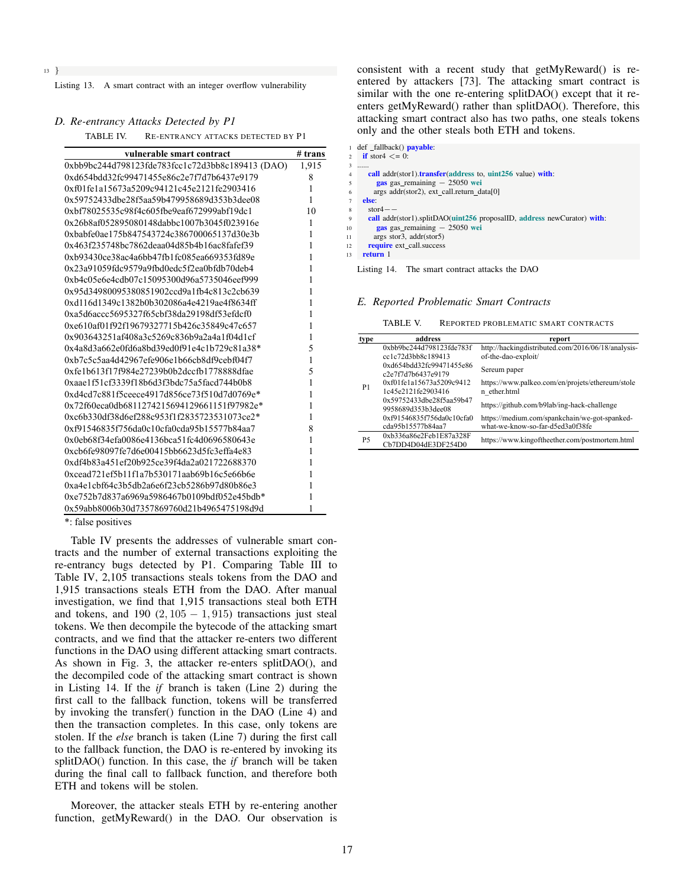```
13 }
```

Listing 13. A smart contract with an integer overflow vulnerability

### D. Re-entrancy Attacks Detected by P1

TABLE IV. RE-ENTRANCY ATTACKS DETECTED BY P1

| vulnerable smart contract | # trans |
|---|---|
| 0xbb9bc244d798123fde783fcc1c72d3bb8c189413 (DAO) | 1,915 |
| 0xd654bdd32fc99471455e86c2e7f7d7b6437e9179 | 8 |
| 0xf01fe1a15673a5209c94121c45e2121fe2903416 | 1 |
| 0x59752433dbe28f5aa59b479958689d353b3dee08 | 1 |
| 0xbf78025535c98f4c605fbe9eaf672999abf19dc1 | 10 |
| 0x26b8af052895080148dabbc1007b3045f023916e | 1 |
| 0xbabfe0ae175b847543724c386700065137d30e3b | 1 |
| 0x463f235748bc7862deaa04d85b4b16ac8fafef39 | 1 |
| 0xb93430ce38ac4a6bb47fb1fc085ea669353fd89e | 1 |
| 0x23a91059fdc9579a9fbd0edc5f2ea0bfdb70deb4 | 1 |
| 0xb4c05e6e4cdb07c15095300d96a5735046eef999 | 1 |
| 0x95d34980095380851902ccd9a1fb4c813c2cb639 | 1 |
| 0xd116d1349c1382b0b302086a4e4219ae4f8634ff | 1 |
| 0xa5d6accc5695327f65cbf38da29198df53efdcf0 | 1 |
| 0xe610af01f92f19679327715b426c35849c47c657 | 1 |
| 0x903643251af408a3c5269c836b9a2a4a1f04d1cf | 1 |
| 0x4a8d3a662e0fd6a8bd39ed0f91e4c1b729c81a38* | 5 |
| 0xb7c5c5aa4d42967efe906e1b66cb8df9cebf04f7 | 1 |
| 0xfe1b613f17f984e27239b0b2dccfb1778888dfae | 5 |
| 0xaae1f51cf3339f18b6d3f3bdc75a5facd744b0b8 | 1 |
| 0xd4cd7c881f5ceece4917d856ce73f510d70769e* | 1 |
| 0x72f60eca0db68112742156941296611151f97982e* | 1 |
| 0xc6b330df38d6ef288c953f1f2835723531073ce2* | 1 |
| 0xf91546835f756da0c10cfa0cda95b15577b84aa7 | 8 |
| 0x0eb68f34efa0086e4136bca51fc4d0696580643e | 1 |
| 0xcb6fe98097fe7d6e00415bb6623d5fc3effa4e83 | 1 |
| 0xdf4b83a451ef20b925ce39f4da2a021722688370 | 1 |
| 0xcead721ef5b11f1a7b530171aab69b16c5e66b6e | 1 |
| 0xa4e1cbf64c3b5db2a6e6f23cb5286b97d80b86e3 | 1 |
| 0xe752b7d837a6969a5986467b0109bdf052e45bdb* | 1 |
| 0x59abb8006b30d7357869760d21b4965475198d9d | 1 |

*: false positives

Table IV presents the addresses of vulnerable smart contracts and the number of external transactions exploiting the re-entrancy bugs detected by P1. Comparing Table III to Table IV, 2,105 transactions steals tokens from the DAO and 1,915 transactions steals ETH from the DAO. After manual investigation, we find that 1,915 transactions steal both ETH and tokens, and 190 $(2,105 - 1,915)$ transactions just steal tokens. We then decompile the bytecode of the attacking smart contracts, and we find that the attacker re-enters two different functions in the DAO using different attacking smart contracts. As shown in Fig. 3, the attacker re-enters splitDAO(), and the decompiled code of the attacking smart contract is shown in Listing 14. If the *if* branch is taken (Line 2) during the first call to the fallback function, tokens will be transferred by invoking the transfer() function in the DAO (Line 4) and then the transaction completes. In this case, only tokens are stolen. If the *else* branch is taken (Line 7) during the first call to the fallback function, the DAO is re-entered by invoking its splitDAO() function. In this case, the *if* branch will be taken during the final call to fallback function, and therefore both ETH and tokens will be stolen.

Moreover, the attacker steals ETH by re-entering another function, getMyReward() in the DAO. Our observation is consistent with a recent study that getMyReward() is re-entered by attackers [73]. The attacking smart contract is similar with the one re-entering splitDAO() except that it re-enters getMyReward() rather than splitDAO(). Therefore, this attacking smart contract also has two paths, one steals tokens only and the other steals both ETH and tokens.

```
1  def _fallback() payable:
2    if stor4 <= 0:
3  ......
4      call addr(stor1).transfer(address to, uint256 value) with:
5         gas gas_remaining − 25050 wei
6        args addr(stor2), ext_call.return_data[0]
7    else:
8      stor4−−
9      call addr(stor1).splitDAO(uint256 proposalID, address newCurator) with:
10        gas gas_remaining − 25050 wei
11       args stor3, addr(stor5)
12     require ext_call.success
13   return 1
```

Listing 14. The smart contract attacks the DAO

### E. Reported Problematic Smart Contracts

TABLE V. REPORTED PROBLEMATIC SMART CONTRACTS

| type | address | report |
|---|---|---|
| P1 | 0xbb9bc244d798123fde783fcc1c72d3bb8c189413 | http://hackingdistributed.com/2016/06/18/analysis-of-the-dao-exploit/ |
| | 0xd654bdd32fc99471455e86c2e7f7d7b6437e9179 | Sereum paper |
| | 0xf01fe1a15673a5209c94121c45e2121fe2903416 | https://www.palkeo.com/en/projets/ethereum/stolen_ether.html |
| | 0x59752433dbe28f5aa59b479958689d353b3dee08 | https://github.com/b9lab/ing-hack-challenge |
| | 0xf91546835f756da0c10cfa0cda95b15577b84aa7 | https://medium.com/spankchain/we-got-spanked-what-we-know-so-far-d5ed3a0f38fe |
| P5 | 0xb336a86e2Feb1E87a328FCb7DD4D04dE3DF254D0 | https://www.kingoftheether.com/postmortem.html |